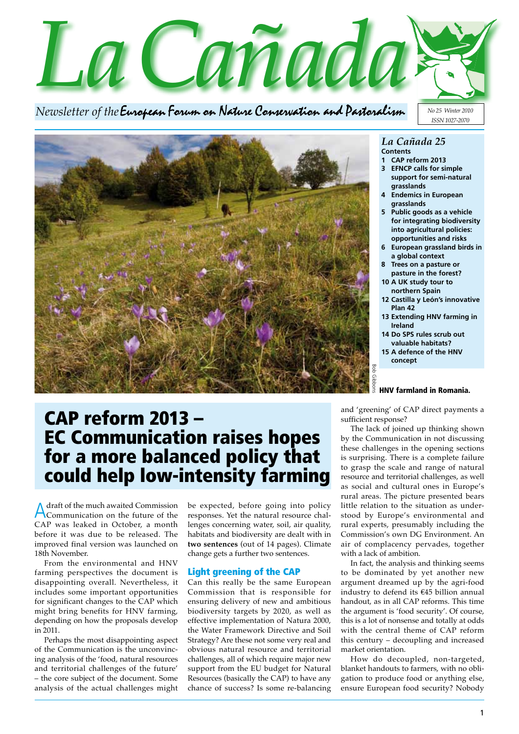# La Cañada

*Newsletter of the* European Forum on Nature Conservation and Pastoralism

*No 25 Winter 2010*
*ISSN 1027-2070*

## *La Cañada 25*

**Contents**

- **1 CAP reform 2013**
- **3 EFNCP calls for simple support for semi-natural grasslands**
- **4 Endemics in European grasslands**
- **5 Public goods as a vehicle for integrating biodiversity into agricultural policies: opportunities and risks**
- **6 European grassland birds in a global context**
- **8 Trees on a pasture or pasture in the forest?**
- **10 A UK study tour to northern Spain**
- **12 Castilla y León's innovative Plan 42**
- **13 Extending HNV farming in Ireland**
- **14 Do SPS rules scrub out valuable habitats?**
- **15 A defence of the HNV concept**

Bob Gibbons

**HNV farmland in Romania.**

# CAP reform 2013 – EC Communication raises hopes for a more balanced policy that could help low-intensity farming

A draft of the much awaited Commission Communication on the future of the CAP was leaked in October, a month before it was due to be released. The improved final version was launched on 18th November.

From the environmental and HNV farming perspectives the document is disappointing overall. Nevertheless, it includes some important opportunities for significant changes to the CAP which might bring benefits for HNV farming, depending on how the proposals develop in 2011.

Perhaps the most disappointing aspect of the Communication is the unconvincing analysis of the 'food, natural resources and territorial challenges of the future' – the core subject of the document. Some analysis of the actual challenges might be expected, before going into policy responses. Yet the natural resource challenges concerning water, soil, air quality, habitats and biodiversity are dealt with in **two sentences** (out of 14 pages). Climate change gets a further two sentences.

## Light greening of the CAP

Can this really be the same European Commission that is responsible for ensuring delivery of new and ambitious biodiversity targets by 2020, as well as effective implementation of Natura 2000, the Water Framework Directive and Soil Strategy? Are these not some very real and obvious natural resource and territorial challenges, all of which require major new support from the EU budget for Natural Resources (basically the CAP) to have any chance of success? Is some re-balancing and 'greening' of CAP direct payments a sufficient response?

The lack of joined up thinking shown by the Communication in not discussing these challenges in the opening sections is surprising. There is a complete failure to grasp the scale and range of natural resource and territorial challenges, as well as social and cultural ones in Europe's rural areas. The picture presented bears little relation to the situation as understood by Europe's environmental and rural experts, presumably including the Commission's own DG Environment. An air of complacency pervades, together with a lack of ambition.

In fact, the analysis and thinking seems to be dominated by yet another new argument dreamed up by the agri-food industry to defend its €45 billion annual handout, as in all CAP reforms. This time the argument is 'food security'. Of course, this is a lot of nonsense and totally at odds with the central theme of CAP reform this century – decoupling and increased market orientation.

How do decoupled, non-targeted, blanket handouts to farmers, with no obligation to produce food or anything else, ensure European food security? Nobody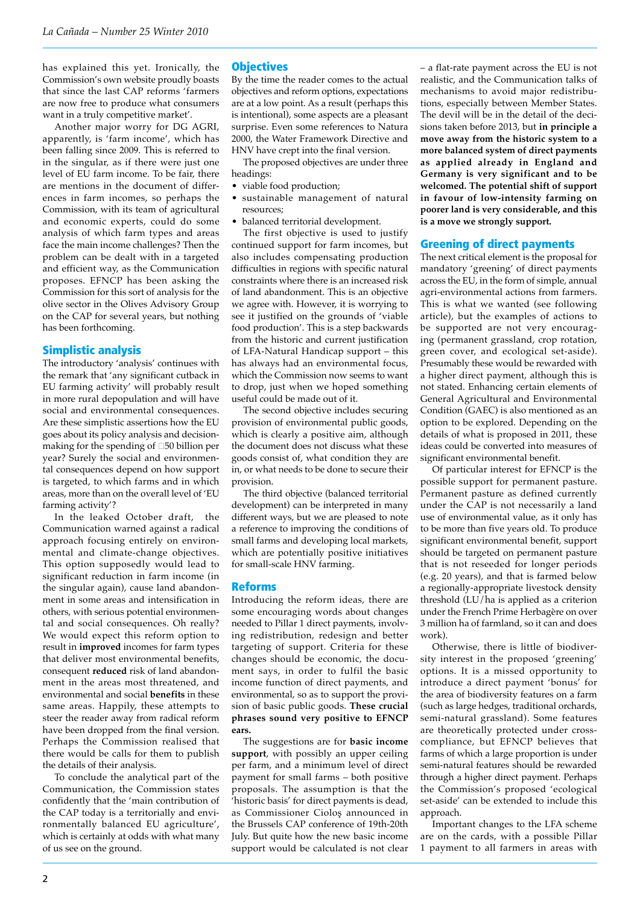has explained this yet. Ironically, the Commission's own website proudly boasts that since the last CAP reforms 'farmers are now free to produce what consumers want in a truly competitive market'.

Another major worry for DG AGRI, apparently, is 'farm income', which has been falling since 2009. This is referred to in the singular, as if there were just one level of EU farm income. To be fair, there are mentions in the document of differences in farm incomes, so perhaps the Commission, with its team of agricultural and economic experts, could do some analysis of which farm types and areas face the main income challenges? Then the problem can be dealt with in a targeted and efficient way, as the Communication proposes. EFNCP has been asking the Commission for this sort of analysis for the olive sector in the Olives Advisory Group on the CAP for several years, but nothing has been forthcoming.

## Simplistic analysis

The introductory 'analysis' continues with the remark that 'any significant cutback in EU farming activity' will probably result in more rural depopulation and will have social and environmental consequences. Are these simplistic assertions how the EU goes about its policy analysis and decision-making for the spending of €50 billion per year? Surely the social and environmental consequences depend on how support is targeted, to which farms and in which areas, more than on the overall level of 'EU farming activity'?

In the leaked October draft, the Communication warned against a radical approach focusing entirely on environmental and climate-change objectives. This option supposedly would lead to significant reduction in farm income (in the singular again), cause land abandonment in some areas and intensification in others, with serious potential environmental and social consequences. Oh really? We would expect this reform option to result in **improved** incomes for farm types that deliver most environmental benefits, consequent **reduced** risk of land abandonment in the areas most threatened, and environmental and social **benefits** in these same areas. Happily, these attempts to steer the reader away from radical reform have been dropped from the final version. Perhaps the Commission realised that there would be calls for them to publish the details of their analysis.

To conclude the analytical part of the Communication, the Commission states confidently that the 'main contribution of the CAP today is a territorially and environmentally balanced EU agriculture', which is certainly at odds with what many of us see on the ground.

## Objectives

By the time the reader comes to the actual objectives and reform options, expectations are at a low point. As a result (perhaps this is intentional), some aspects are a pleasant surprise. Even some references to Natura 2000, the Water Framework Directive and HNV have crept into the final version.

The proposed objectives are under three headings:

- viable food production;
- sustainable management of natural resources;
- balanced territorial development.

The first objective is used to justify continued support for farm incomes, but also includes compensating production difficulties in regions with specific natural constraints where there is an increased risk of land abandonment. This is an objective we agree with. However, it is worrying to see it justified on the grounds of 'viable food production'. This is a step backwards from the historic and current justification of LFA-Natural Handicap support – this has always had an environmental focus, which the Commission now seems to want to drop, just when we hoped something useful could be made out of it.

The second objective includes securing provision of environmental public goods, which is clearly a positive aim, although the document does not discuss what these goods consist of, what condition they are in, or what needs to be done to secure their provision.

The third objective (balanced territorial development) can be interpreted in many different ways, but we are pleased to note a reference to improving the conditions of small farms and developing local markets, which are potentially positive initiatives for small-scale HNV farming.

## Reforms

Introducing the reform ideas, there are some encouraging words about changes needed to Pillar 1 direct payments, involving redistribution, redesign and better targeting of support. Criteria for these changes should be economic, the document says, in order to fulfil the basic income function of direct payments, and environmental, so as to support the provision of basic public goods. **These crucial phrases sound very positive to EFNCP ears.**

The suggestions are for **basic income support**, with possibly an upper ceiling per farm, and a minimum level of direct payment for small farms – both positive proposals. The assumption is that the 'historic basis' for direct payments is dead, as Commissioner Cioloş announced in the Brussels CAP conference of 19th-20th July. But quite how the new basic income support would be calculated is not clear – a flat-rate payment across the EU is not realistic, and the Communication talks of mechanisms to avoid major redistributions, especially between Member States. The devil will be in the detail of the decisions taken before 2013, but **in principle a move away from the historic system to a more balanced system of direct payments as applied already in England and Germany is very significant and to be welcomed. The potential shift of support in favour of low-intensity farming on poorer land is very considerable, and this is a move we strongly support.**

## Greening of direct payments

The next critical element is the proposal for mandatory 'greening' of direct payments across the EU, in the form of simple, annual agri-environmental actions from farmers. This is what we wanted (see following article), but the examples of actions to be supported are not very encouraging (permanent grassland, crop rotation, green cover, and ecological set-aside). Presumably these would be rewarded with a higher direct payment, although this is not stated. Enhancing certain elements of General Agricultural and Environmental Condition (GAEC) is also mentioned as an option to be explored. Depending on the details of what is proposed in 2011, these ideas could be converted into measures of significant environmental benefit.

Of particular interest for EFNCP is the possible support for permanent pasture. Permanent pasture as defined currently under the CAP is not necessarily a land use of environmental value, as it only has to be more than five years old. To produce significant environmental benefit, support should be targeted on permanent pasture that is not reseeded for longer periods (e.g. 20 years), and that is farmed below a regionally-appropriate livestock density threshold (LU/ha is applied as a criterion under the French Prime Herbagère on over 3 million ha of farmland, so it can and does work).

Otherwise, there is little of biodiversity interest in the proposed 'greening' options. It is a missed opportunity to introduce a direct payment 'bonus' for the area of biodiversity features on a farm (such as large hedges, traditional orchards, semi-natural grassland). Some features are theoretically protected under cross-compliance, but EFNCP believes that farms of which a large proportion is under semi-natural features should be rewarded through a higher direct payment. Perhaps the Commission's proposed 'ecological set-aside' can be extended to include this approach.

Important changes to the LFA scheme are on the cards, with a possible Pillar 1 payment to all farmers in areas with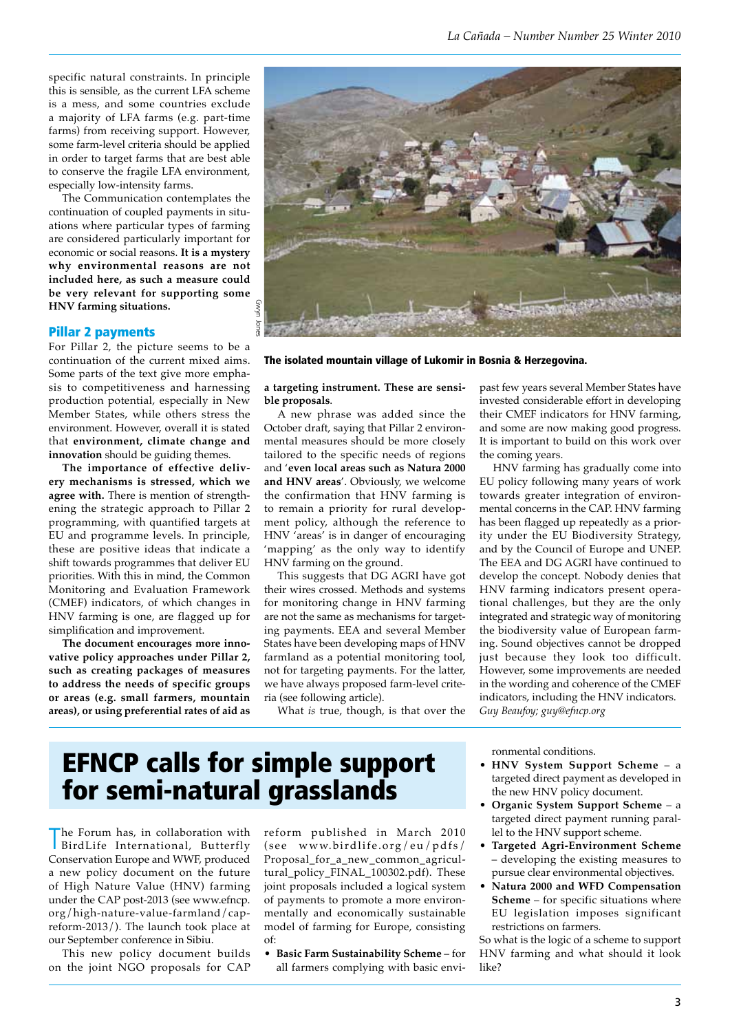specific natural constraints. In principle this is sensible, as the current LFA scheme is a mess, and some countries exclude a majority of LFA farms (e.g. part-time farms) from receiving support. However, some farm-level criteria should be applied in order to target farms that are best able to conserve the fragile LFA environment, especially low-intensity farms.

The Communication contemplates the continuation of coupled payments in situations where particular types of farming are considered particularly important for economic or social reasons. **It is a mystery why environmental reasons are not included here, as such a measure could be very relevant for supporting some HNV farming situations.**

## Pillar 2 payments

For Pillar 2, the picture seems to be a continuation of the current mixed aims. Some parts of the text give more emphasis to competitiveness and harnessing production potential, especially in New Member States, while others stress the environment. However, overall it is stated that **environment, climate change and innovation** should be guiding themes.

**The importance of effective delivery mechanisms is stressed, which we agree with.** There is mention of strengthening the strategic approach to Pillar 2 programming, with quantified targets at EU and programme levels. In principle, these are positive ideas that indicate a shift towards programmes that deliver EU priorities. With this in mind, the Common Monitoring and Evaluation Framework (CMEF) indicators, of which changes in HNV farming is one, are flagged up for simplification and improvement.

**The document encourages more innovative policy approaches under Pillar 2, such as creating packages of measures to address the needs of specific groups or areas (e.g. small farmers, mountain areas), or using preferential rates of aid as a targeting instrument. These are sensible proposals.**

A new phrase was added since the October draft, saying that Pillar 2 environmental measures should be more closely tailored to the specific needs of regions and '**even local areas such as Natura 2000 and HNV areas**'. Obviously, we welcome the confirmation that HNV farming is to remain a priority for rural development policy, although the reference to HNV 'areas' is in danger of encouraging 'mapping' as the only way to identify HNV farming on the ground.

This suggests that DG AGRI have got their wires crossed. Methods and systems for monitoring change in HNV farming are not the same as mechanisms for targeting payments. EEA and several Member States have been developing maps of HNV farmland as a potential monitoring tool, not for targeting payments. For the latter, we have always proposed farm-level criteria (see following article).

What *is* true, though, is that over the past few years several Member States have invested considerable effort in developing their CMEF indicators for HNV farming, and some are now making good progress. It is important to build on this work over the coming years.

HNV farming has gradually come into EU policy following many years of work towards greater integration of environmental concerns in the CAP. HNV farming has been flagged up repeatedly as a priority under the EU Biodiversity Strategy, and by the Council of Europe and UNEP. The EEA and DG AGRI have continued to develop the concept. Nobody denies that HNV farming indicators present operational challenges, but they are the only integrated and strategic way of monitoring the biodiversity value of European farming. Sound objectives cannot be dropped just because they look too difficult. However, some improvements are needed in the wording and coherence of the CMEF indicators, including the HNV indicators.

*Guy Beaufoy; guy@efncp.org*

Gwyn Jones

**The isolated mountain village of Lukomir in Bosnia & Herzegovina.**

# EFNCP calls for simple support for semi-natural grasslands

The Forum has, in collaboration with BirdLife International, Butterfly Conservation Europe and WWF, produced a new policy document on the future of High Nature Value (HNV) farming under the CAP post-2013 (see www.efncp.org/high-nature-value-farmland/cap-reform-2013/). The launch took place at our September conference in Sibiu.

This new policy document builds on the joint NGO proposals for CAP reform published in March 2010 (see www.birdlife.org/eu/pdfs/Proposal_for_a_new_common_agricultural_policy_FINAL_100302.pdf). These joint proposals included a logical system of payments to promote a more environmentally and economically sustainable model of farming for Europe, consisting of:

- **Basic Farm Sustainability Scheme** – for all farmers complying with basic environmental conditions.
- **HNV System Support Scheme** – a targeted direct payment as developed in the new HNV policy document.
- **Organic System Support Scheme** – a targeted direct payment running parallel to the HNV support scheme.
- **Targeted Agri-Environment Scheme** – developing the existing measures to pursue clear environmental objectives.
- **Natura 2000 and WFD Compensation Scheme** – for specific situations where EU legislation imposes significant restrictions on farmers.

So what is the logic of a scheme to support HNV farming and what should it look like?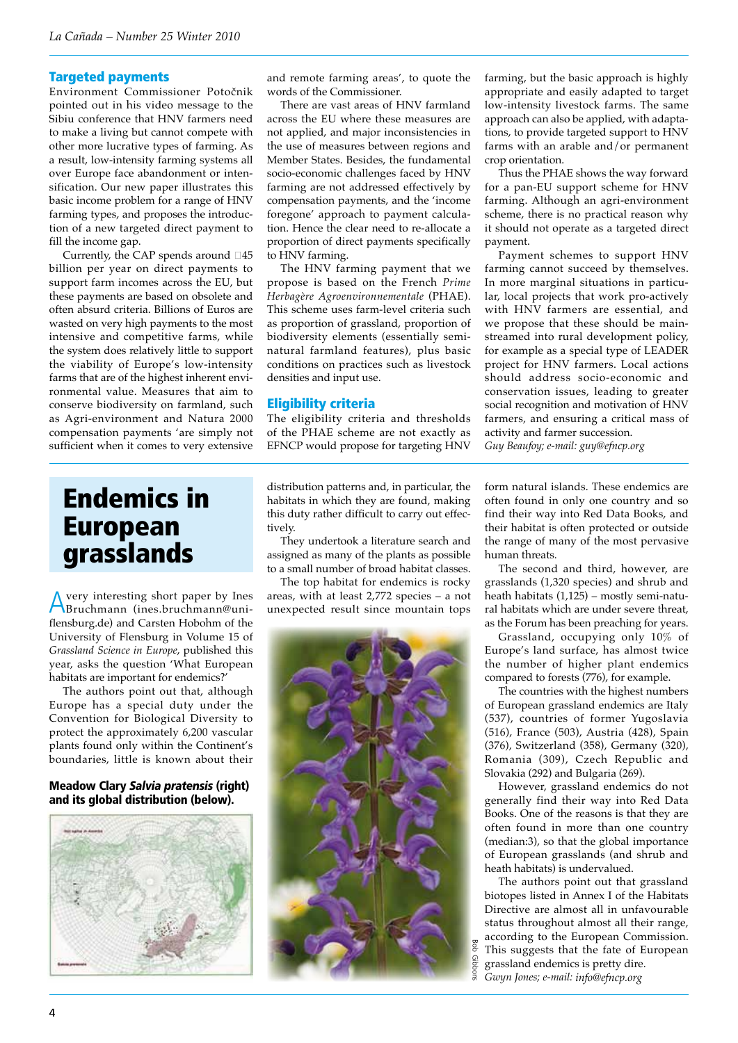## Targeted payments

Environment Commissioner Potočnik pointed out in his video message to the Sibiu conference that HNV farmers need to make a living but cannot compete with other more lucrative types of farming. As a result, low-intensity farming systems all over Europe face abandonment or intensification. Our new paper illustrates this basic income problem for a range of HNV farming types, and proposes the introduction of a new targeted direct payment to fill the income gap.

Currently, the CAP spends around €45 billion per year on direct payments to support farm incomes across the EU, but these payments are based on obsolete and often absurd criteria. Billions of Euros are wasted on very high payments to the most intensive and competitive farms, while the system does relatively little to support the viability of Europe's low-intensity farms that are of the highest inherent environmental value. Measures that aim to conserve biodiversity on farmland, such as Agri-environment and Natura 2000 compensation payments 'are simply not sufficient when it comes to very extensive and remote farming areas', to quote the words of the Commissioner.

There are vast areas of HNV farmland across the EU where these measures are not applied, and major inconsistencies in the use of measures between regions and Member States. Besides, the fundamental socio-economic challenges faced by HNV farming are not addressed effectively by compensation payments, and the 'income foregone' approach to payment calculation. Hence the clear need to re-allocate a proportion of direct payments specifically to HNV farming.

The HNV farming payment that we propose is based on the French *Prime Herbagère Agroenvironnementale* (PHAE). This scheme uses farm-level criteria such as proportion of grassland, proportion of biodiversity elements (essentially semi-natural farmland features), plus basic conditions on practices such as livestock densities and input use.

## Eligibility criteria

The eligibility criteria and thresholds of the PHAE scheme are not exactly as EFNCP would propose for targeting HNV farming, but the basic approach is highly appropriate and easily adapted to target low-intensity livestock farms. The same approach can also be applied, with adaptations, to provide targeted support to HNV farms with an arable and/or permanent crop orientation.

Thus the PHAE shows the way forward for a pan-EU support scheme for HNV farming. Although an agri-environment scheme, there is no practical reason why it should not operate as a targeted direct payment.

Payment schemes to support HNV farming cannot succeed by themselves. In more marginal situations in particular, local projects that work pro-actively with HNV farmers are essential, and we propose that these should be mainstreamed into rural development policy, for example as a special type of LEADER project for HNV farmers. Local actions should address socio-economic and conservation issues, leading to greater social recognition and motivation of HNV farmers, and ensuring a critical mass of activity and farmer succession.

*Guy Beaufoy; e-mail: guy@efncp.org*

# Endemics in European grasslands

A very interesting short paper by Ines Bruchmann (ines.bruchmann@uni-flensburg.de) and Carsten Hobohm of the University of Flensburg in Volume 15 of *Grassland Science in Europe*, published this year, asks the question 'What European habitats are important for endemics?'

The authors point out that, although Europe has a special duty under the Convention for Biological Diversity to protect the approximately 6,200 vascular plants found only within the Continent's boundaries, little is known about their distribution patterns and, in particular, the habitats in which they are found, making this duty rather difficult to carry out effectively.

They undertook a literature search and assigned as many of the plants as possible to a small number of broad habitat classes.

The top habitat for endemics is rocky areas, with at least 2,772 species – a not unexpected result since mountain tops form natural islands. These endemics are often found in only one country and so find their way into Red Data Books, and their habitat is often protected or outside the range of many of the most pervasive human threats.

The second and third, however, are grasslands (1,320 species) and shrub and heath habitats (1,125) – mostly semi-natural habitats which are under severe threat, as the Forum has been preaching for years.

Grassland, occupying only 10% of Europe's land surface, has almost twice the number of higher plant endemics compared to forests (776), for example.

The countries with the highest numbers of European grassland endemics are Italy (537), countries of former Yugoslavia (516), France (503), Austria (428), Spain (376), Switzerland (358), Germany (320), Romania (309), Czech Republic and Slovakia (292) and Bulgaria (269).

However, grassland endemics do not generally find their way into Red Data Books. One of the reasons is that they are often found in more than one country (median:3), so that the global importance of European grasslands (and shrub and heath habitats) is undervalued.

The authors point out that grassland biotopes listed in Annex I of the Habitats Directive are almost all in unfavourable status throughout almost all their range, according to the European Commission. This suggests that the fate of European grassland endemics is pretty dire.

*Gwyn Jones; e-mail: info@efncp.org*

**Meadow Clary *Salvia pratensis* (right) and its global distribution (below).**

Bob Gibbons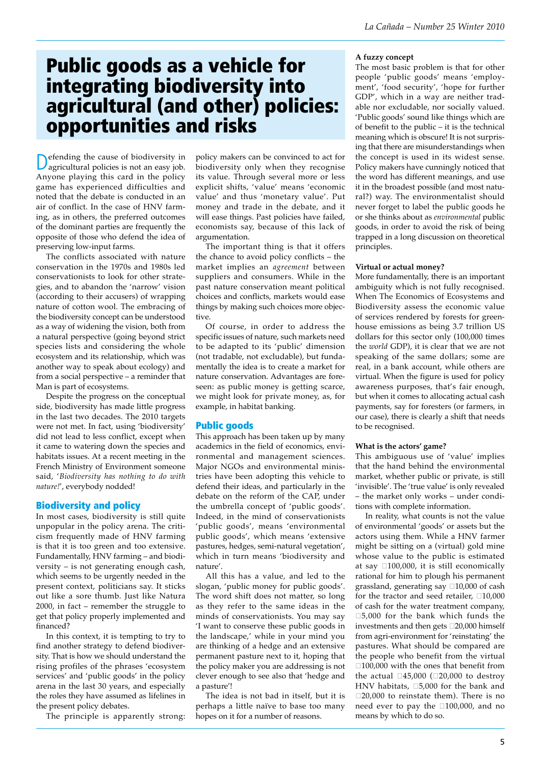# Public goods as a vehicle for integrating biodiversity into agricultural (and other) policies: opportunities and risks

Defending the cause of biodiversity in agricultural policies is not an easy job. Anyone playing this card in the policy game has experienced difficulties and noted that the debate is conducted in an air of conflict. In the case of HNV farming, as in others, the preferred outcomes of the dominant parties are frequently the opposite of those who defend the idea of preserving low-input farms.

The conflicts associated with nature conservation in the 1970s and 1980s led conservationists to look for other strategies, and to abandon the 'narrow' vision (according to their accusers) of wrapping nature of cotton wool. The embracing of the biodiversity concept can be understood as a way of widening the vision, both from a natural perspective (going beyond strict species lists and considering the whole ecosystem and its relationship, which was another way to speak about ecology) and from a social perspective – a reminder that Man is part of ecosystems.

Despite the progress on the conceptual side, biodiversity has made little progress in the last two decades. The 2010 targets were not met. In fact, using 'biodiversity' did not lead to less conflict, except when it came to watering down the species and habitats issues. At a recent meeting in the French Ministry of Environment someone said, '*Biodiversity has nothing to do with nature!*', everybody nodded!

## Biodiversity and policy

In most cases, biodiversity is still quite unpopular in the policy arena. The criticism frequently made of HNV farming is that it is too green and too extensive. Fundamentally, HNV farming – and biodiversity – is not generating enough cash, which seems to be urgently needed in the present context, politicians say. It sticks out like a sore thumb. Just like Natura 2000, in fact – remember the struggle to get that policy properly implemented and financed?

In this context, it is tempting to try to find another strategy to defend biodiversity. That is how we should understand the rising profiles of the phrases 'ecosystem services' and 'public goods' in the policy arena in the last 30 years, and especially the roles they have assumed as lifelines in the present policy debates.

The principle is apparently strong: policy makers can be convinced to act for biodiversity only when they recognise its value. Through several more or less explicit shifts, 'value' means 'economic value' and thus 'monetary value'. Put money and trade in the debate, and it will ease things. Past policies have failed, economists say, because of this lack of argumentation.

The important thing is that it offers the chance to avoid policy conflicts – the market implies an *agreement* between suppliers and consumers. While in the past nature conservation meant political choices and conflicts, markets would ease things by making such choices more objective.

Of course, in order to address the specific issues of nature, such markets need to be adapted to its 'public' dimension (not tradable, not excludable), but fundamentally the idea is to create a market for nature conservation. Advantages are foreseen: as public money is getting scarce, we might look for private money, as, for example, in habitat banking.

## Public goods

This approach has been taken up by many academics in the field of economics, environmental and management sciences. Major NGOs and environmental ministries have been adopting this vehicle to defend their ideas, and particularly in the debate on the reform of the CAP, under the umbrella concept of 'public goods'. Indeed, in the mind of conservationists 'public goods', means 'environmental public goods', which means 'extensive pastures, hedges, semi-natural vegetation', which in turn means 'biodiversity and nature'.

All this has a value, and led to the slogan, 'public money for public goods'. The word shift does not matter, so long as they refer to the same ideas in the minds of conservationists. You may say 'I want to conserve these public goods in the landscape,' while in your mind you are thinking of a hedge and an extensive permanent pasture next to it, hoping that the policy maker you are addressing is not clever enough to see also that 'hedge and a pasture'!

The idea is not bad in itself, but it is perhaps a little naïve to base too many hopes on it for a number of reasons.

### A fuzzy concept

The most basic problem is that for other people 'public goods' means 'employment', 'food security', 'hope for further GDP', which in a way are neither tradable nor excludable, nor socially valued. 'Public goods' sound like things which are of benefit to the public – it is the technical meaning which is obscure! It is not surprising that there are misunderstandings when the concept is used in its widest sense. Policy makers have cunningly noticed that the word has different meanings, and use it in the broadest possible (and most natural?) way. The environmentalist should never forget to label the public goods he or she thinks about as *environmental* public goods, in order to avoid the risk of being trapped in a long discussion on theoretical principles.

### Virtual or actual money?

More fundamentally, there is an important ambiguity which is not fully recognised. When The Economics of Ecosystems and Biodiversity assess the economic value of services rendered by forests for greenhouse emissions as being 3.7 trillion US dollars for this sector only (100,000 times the *world* GDP), it is clear that we are not speaking of the same dollars; some are real, in a bank account, while others are virtual. When the figure is used for policy awareness purposes, that's fair enough, but when it comes to allocating actual cash payments, say for foresters (or farmers, in our case), there is clearly a shift that needs to be recognised.

### What is the actors' game?

This ambiguous use of 'value' implies that the hand behind the environmental market, whether public or private, is still 'invisible'. The 'true value' is only revealed – the market only works – under conditions with complete information.

In reality, what counts is not the value of environmental 'goods' or assets but the actors using them. While a HNV farmer might be sitting on a (virtual) gold mine whose value to the public is estimated at say €100,000, it is still economically rational for him to plough his permanent grassland, generating say €10,000 of cash for the tractor and seed retailer, €10,000 of cash for the water treatment company, €5,000 for the bank which funds the investments and then gets €20,000 himself from agri-environment for 'reinstating' the pastures. What should be compared are the people who benefit from the virtual €100,000 with the ones that benefit from the actual €45,000 (€20,000 to destroy HNV habitats, €5,000 for the bank and €20,000 to reinstate them). There is no need ever to pay the €100,000, and no means by which to do so.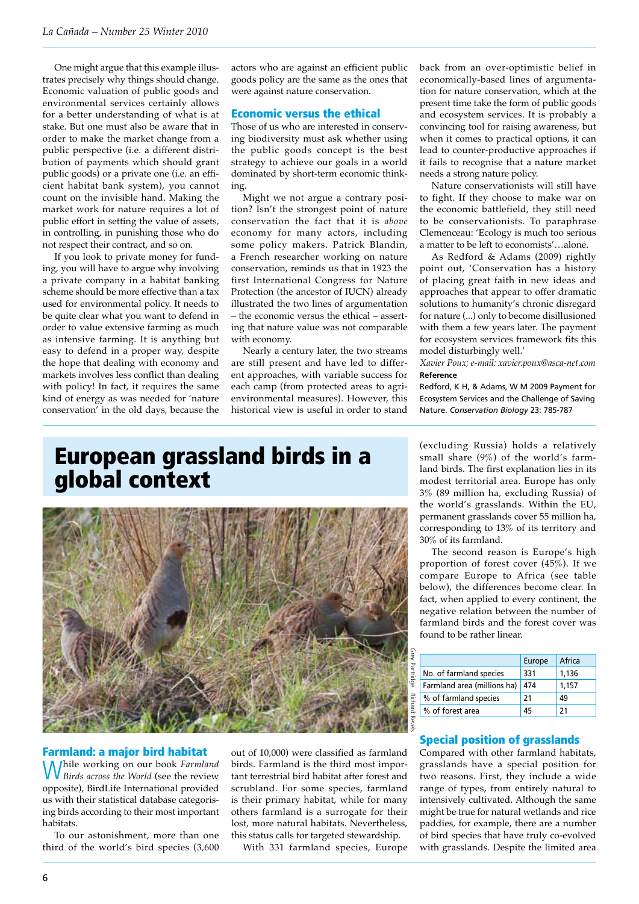One might argue that this example illustrates precisely why things should change. Economic valuation of public goods and environmental services certainly allows for a better understanding of what is at stake. But one must also be aware that in order to make the market change from a public perspective (i.e. a different distribution of payments which should grant public goods) or a private one (i.e. an efficient habitat bank system), you cannot count on the invisible hand. Making the market work for nature requires a lot of public effort in setting the value of assets, in controlling, in punishing those who do not respect their contract, and so on.

If you look to private money for funding, you will have to argue why involving a private company in a habitat banking scheme should be more effective than a tax used for environmental policy. It needs to be quite clear what you want to defend in order to value extensive farming as much as intensive farming. It is anything but easy to defend in a proper way, despite the hope that dealing with economy and markets involves less conflict than dealing with policy! In fact, it requires the same kind of energy as was needed for 'nature conservation' in the old days, because the actors who are against an efficient public goods policy are the same as the ones that were against nature conservation.

## Economic versus the ethical

Those of us who are interested in conserving biodiversity must ask whether using the public goods concept is the best strategy to achieve our goals in a world dominated by short-term economic thinking.

Might we not argue a contrary position? Isn't the strongest point of nature conservation the fact that it is *above* economy for many actors, including some policy makers. Patrick Blandin, a French researcher working on nature conservation, reminds us that in 1923 the first International Congress for Nature Protection (the ancestor of IUCN) already illustrated the two lines of argumentation – the economic versus the ethical – asserting that nature value was not comparable with economy.

Nearly a century later, the two streams are still present and have led to different approaches, with variable success for each camp (from protected areas to agri-environmental measures). However, this historical view is useful in order to stand back from an over-optimistic belief in economically-based lines of argumentation for nature conservation, which at the present time take the form of public goods and ecosystem services. It is probably a convincing tool for raising awareness, but when it comes to practical options, it can lead to counter-productive approaches if it fails to recognise that a nature market needs a strong nature policy.

Nature conservationists will still have to fight. If they choose to make war on the economic battlefield, they still need to be conservationists. To paraphrase Clemenceau: 'Ecology is much too serious a matter to be left to economists'…alone.

As Redford & Adams (2009) rightly point out, 'Conservation has a history of placing great faith in new ideas and approaches that appear to offer dramatic solutions to humanity's chronic disregard for nature (...) only to become disillusioned with them a few years later. The payment for ecosystem services framework fits this model disturbingly well.'

*Xavier Poux; e-mail: xavier.poux@asca-net.com*

**Reference**

Redford, K H, & Adams, W M 2009 Payment for Ecosystem Services and the Challenge of Saving Nature. *Conservation Biology* 23: 785-787

# European grassland birds in a global context

Grey Partridge. Richard Revels

## Farmland: a major bird habitat

While working on our book *Farmland Birds across the World* (see the review opposite), BirdLife International provided us with their statistical database categorising birds according to their most important habitats.

To our astonishment, more than one third of the world's bird species (3,600 out of 10,000) were classified as farmland birds. Farmland is the third most important terrestrial bird habitat after forest and scrubland. For some species, farmland is their primary habitat, while for many others farmland is a surrogate for their lost, more natural habitats. Nevertheless, this status calls for targeted stewardship.

With 331 farmland species, Europe (excluding Russia) holds a relatively small share (9%) of the world's farmland birds. The first explanation lies in its modest territorial area. Europe has only 3% (89 million ha, excluding Russia) of the world's grasslands. Within the EU, permanent grasslands cover 55 million ha, corresponding to 13% of its territory and 30% of its farmland.

The second reason is Europe's high proportion of forest cover (45%). If we compare Europe to Africa (see table below), the differences become clear. In fact, when applied to every continent, the negative relation between the number of farmland birds and the forest cover was found to be rather linear.

| | Europe | Africa |
|---|---|---|
| No. of farmland species | 331 | 1,136 |
| Farmland area (millions ha) | 474 | 1,157 |
| % of farmland species | 21 | 49 |
| % of forest area | 45 | 21 |

## Special position of grasslands

Compared with other farmland habitats, grasslands have a special position for two reasons. First, they include a wide range of types, from entirely natural to intensively cultivated. Although the same might be true for natural wetlands and rice paddies, for example, there are a number of bird species that have truly co-evolved with grasslands. Despite the limited area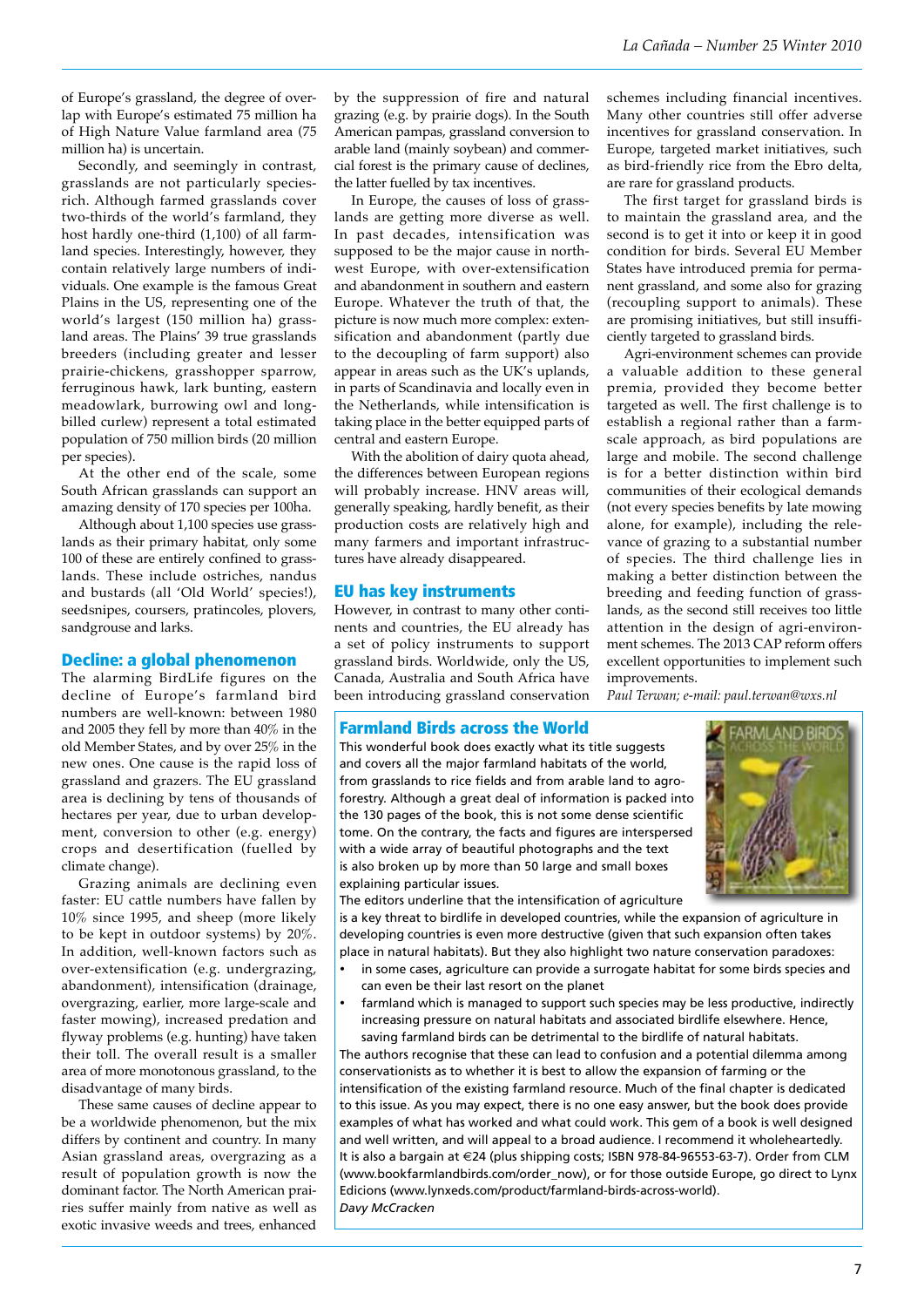of Europe's grassland, the degree of overlap with Europe's estimated 75 million ha of High Nature Value farmland area (75 million ha) is uncertain.

Secondly, and seemingly in contrast, grasslands are not particularly species-rich. Although farmed grasslands cover two-thirds of the world's farmland, they host hardly one-third (1,100) of all farmland species. Interestingly, however, they contain relatively large numbers of individuals. One example is the famous Great Plains in the US, representing one of the world's largest (150 million ha) grassland areas. The Plains' 39 true grasslands breeders (including greater and lesser prairie-chickens, grasshopper sparrow, ferruginous hawk, lark bunting, eastern meadowlark, burrowing owl and long-billed curlew) represent a total estimated population of 750 million birds (20 million per species).

At the other end of the scale, some South African grasslands can support an amazing density of 170 species per 100ha.

Although about 1,100 species use grasslands as their primary habitat, only some 100 of these are entirely confined to grasslands. These include ostriches, nandus and bustards (all 'Old World' species!), seedsnipes, coursers, pratincoles, plovers, sandgrouse and larks.

## Decline: a global phenomenon

The alarming BirdLife figures on the decline of Europe's farmland bird numbers are well-known: between 1980 and 2005 they fell by more than 40% in the old Member States, and by over 25% in the new ones. One cause is the rapid loss of grassland and grazers. The EU grassland area is declining by tens of thousands of hectares per year, due to urban development, conversion to other (e.g. energy) crops and desertification (fuelled by climate change).

Grazing animals are declining even faster: EU cattle numbers have fallen by 10% since 1995, and sheep (more likely to be kept in outdoor systems) by 20%. In addition, well-known factors such as over-extensification (e.g. undergrazing, abandonment), intensification (drainage, overgrazing, earlier, more large-scale and faster mowing), increased predation and flyway problems (e.g. hunting) have taken their toll. The overall result is a smaller area of more monotonous grassland, to the disadvantage of many birds.

These same causes of decline appear to be a worldwide phenomenon, but the mix differs by continent and country. In many Asian grassland areas, overgrazing as a result of population growth is now the dominant factor. The North American prairies suffer mainly from native as well as exotic invasive weeds and trees, enhanced by the suppression of fire and natural grazing (e.g. by prairie dogs). In the South American pampas, grassland conversion to arable land (mainly soybean) and commercial forest is the primary cause of declines, the latter fuelled by tax incentives.

In Europe, the causes of loss of grasslands are getting more diverse as well. In past decades, intensification was supposed to be the major cause in north-west Europe, with over-extensification and abandonment in southern and eastern Europe. Whatever the truth of that, the picture is now much more complex: extensification and abandonment (partly due to the decoupling of farm support) also appear in areas such as the UK's uplands, in parts of Scandinavia and locally even in the Netherlands, while intensification is taking place in the better equipped parts of central and eastern Europe.

With the abolition of dairy quota ahead, the differences between European regions will probably increase. HNV areas will, generally speaking, hardly benefit, as their production costs are relatively high and many farmers and important infrastructures have already disappeared.

## EU has key instruments

However, in contrast to many other continents and countries, the EU already has a set of policy instruments to support grassland birds. Worldwide, only the US, Canada, Australia and South Africa have been introducing grassland conservation schemes including financial incentives. Many other countries still offer adverse incentives for grassland conservation. In Europe, targeted market initiatives, such as bird-friendly rice from the Ebro delta, are rare for grassland products.

The first target for grassland birds is to maintain the grassland area, and the second is to get it into or keep it in good condition for birds. Several EU Member States have introduced premia for permanent grassland, and some also for grazing (recoupling support to animals). These are promising initiatives, but still insufficiently targeted to grassland birds.

Agri-environment schemes can provide a valuable addition to these general premia, provided they become better targeted as well. The first challenge is to establish a regional rather than a farm-scale approach, as bird populations are large and mobile. The second challenge is for a better distinction within bird communities of their ecological demands (not every species benefits by late mowing alone, for example), including the relevance of grazing to a substantial number of species. The third challenge lies in making a better distinction between the breeding and feeding function of grasslands, as the second still receives too little attention in the design of agri-environment schemes. The 2013 CAP reform offers excellent opportunities to implement such improvements.

*Paul Terwan; e-mail: paul.terwan@wxs.nl*

## Farmland Birds across the World

This wonderful book does exactly what its title suggests and covers all the major farmland habitats of the world, from grasslands to rice fields and from arable land to agro-forestry. Although a great deal of information is packed into the 130 pages of the book, this is not some dense scientific tome. On the contrary, the facts and figures are interspersed with a wide array of beautiful photographs and the text is also broken up by more than 50 large and small boxes explaining particular issues.

The editors underline that the intensification of agriculture is a key threat to birdlife in developed countries, while the expansion of agriculture in developing countries is even more destructive (given that such expansion often takes place in natural habitats). But they also highlight two nature conservation paradoxes:

- in some cases, agriculture can provide a surrogate habitat for some birds species and can even be their last resort on the planet
- farmland which is managed to support such species may be less productive, indirectly increasing pressure on natural habitats and associated birdlife elsewhere. Hence, saving farmland birds can be detrimental to the birdlife of natural habitats.

The authors recognise that these can lead to confusion and a potential dilemma among conservationists as to whether it is best to allow the expansion of farming or the intensification of the existing farmland resource. Much of the final chapter is dedicated to this issue. As you may expect, there is no one easy answer, but the book does provide examples of what has worked and what could work. This gem of a book is well designed and well written, and will appeal to a broad audience. I recommend it wholeheartedly. It is also a bargain at €24 (plus shipping costs; ISBN 978-84-96553-63-7). Order from CLM (www.bookfarmlandbirds.com/order_now), or for those outside Europe, go direct to Lynx Edicions (www.lynxeds.com/product/farmland-birds-across-world).

*Davy McCracken*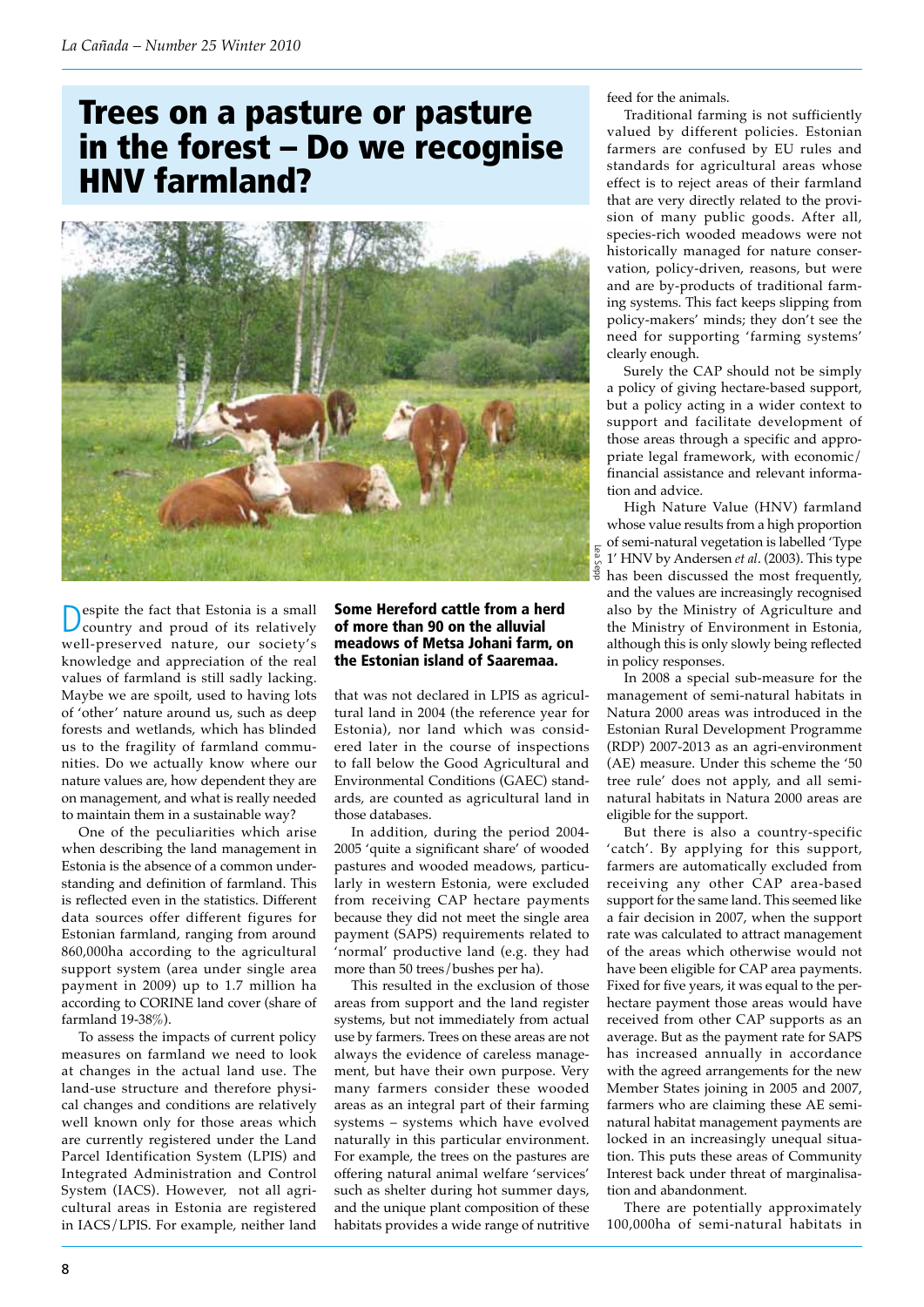# Trees on a pasture or pasture in the forest – Do we recognise HNV farmland?

**Some Hereford cattle from a herd of more than 90 on the alluvial meadows of Metsa Johani farm, on the Estonian island of Saaremaa.**

Lea Sepp

Despite the fact that Estonia is a small country and proud of its relatively well-preserved nature, our society's knowledge and appreciation of the real values of farmland is still sadly lacking. Maybe we are spoilt, used to having lots of 'other' nature around us, such as deep forests and wetlands, which has blinded us to the fragility of farmland communities. Do we actually know where our nature values are, how dependent they are on management, and what is really needed to maintain them in a sustainable way?

One of the peculiarities which arise when describing the land management in Estonia is the absence of a common understanding and definition of farmland. This is reflected even in the statistics. Different data sources offer different figures for Estonian farmland, ranging from around 860,000ha according to the agricultural support system (area under single area payment in 2009) up to 1.7 million ha according to CORINE land cover (share of farmland 19-38%).

To assess the impacts of current policy measures on farmland we need to look at changes in the actual land use. The land-use structure and therefore physical changes and conditions are relatively well known only for those areas which are currently registered under the Land Parcel Identification System (LPIS) and Integrated Administration and Control System (IACS). However, not all agricultural areas in Estonia are registered in IACS/LPIS. For example, neither land that was not declared in LPIS as agricultural land in 2004 (the reference year for Estonia), nor land which was considered later in the course of inspections to fall below the Good Agricultural and Environmental Conditions (GAEC) standards, are counted as agricultural land in those databases.

In addition, during the period 2004-2005 'quite a significant share' of wooded pastures and wooded meadows, particularly in western Estonia, were excluded from receiving CAP hectare payments because they did not meet the single area payment (SAPS) requirements related to 'normal' productive land (e.g. they had more than 50 trees/bushes per ha).

This resulted in the exclusion of those areas from support and the land register systems, but not immediately from actual use by farmers. Trees on these areas are not always the evidence of careless management, but have their own purpose. Very many farmers consider these wooded areas as an integral part of their farming systems – systems which have evolved naturally in this particular environment. For example, the trees on the pastures are offering natural animal welfare 'services' such as shelter during hot summer days, and the unique plant composition of these habitats provides a wide range of nutritive feed for the animals.

Traditional farming is not sufficiently valued by different policies. Estonian farmers are confused by EU rules and standards for agricultural areas whose effect is to reject areas of their farmland that are very directly related to the provision of many public goods. After all, species-rich wooded meadows were not historically managed for nature conservation, policy-driven, reasons, but were and are by-products of traditional farming systems. This fact keeps slipping from policy-makers' minds; they don't see the need for supporting 'farming systems' clearly enough.

Surely the CAP should not be simply a policy of giving hectare-based support, but a policy acting in a wider context to support and facilitate development of those areas through a specific and appropriate legal framework, with economic/financial assistance and relevant information and advice.

High Nature Value (HNV) farmland whose value results from a high proportion of semi-natural vegetation is labelled 'Type 1' HNV by Andersen *et al*. (2003). This type has been discussed the most frequently, and the values are increasingly recognised also by the Ministry of Agriculture and the Ministry of Environment in Estonia, although this is only slowly being reflected in policy responses.

In 2008 a special sub-measure for the management of semi-natural habitats in Natura 2000 areas was introduced in the Estonian Rural Development Programme (RDP) 2007-2013 as an agri-environment (AE) measure. Under this scheme the '50 tree rule' does not apply, and all semi-natural habitats in Natura 2000 areas are eligible for the support.

But there is also a country-specific 'catch'. By applying for this support, farmers are automatically excluded from receiving any other CAP area-based support for the same land. This seemed like a fair decision in 2007, when the support rate was calculated to attract management of the areas which otherwise would not have been eligible for CAP area payments. Fixed for five years, it was equal to the per-hectare payment those areas would have received from other CAP supports as an average. But as the payment rate for SAPS has increased annually in accordance with the agreed arrangements for the new Member States joining in 2005 and 2007, farmers who are claiming these AE semi-natural habitat management payments are locked in an increasingly unequal situation. This puts these areas of Community Interest back under threat of marginalisation and abandonment.

There are potentially approximately 100,000ha of semi-natural habitats in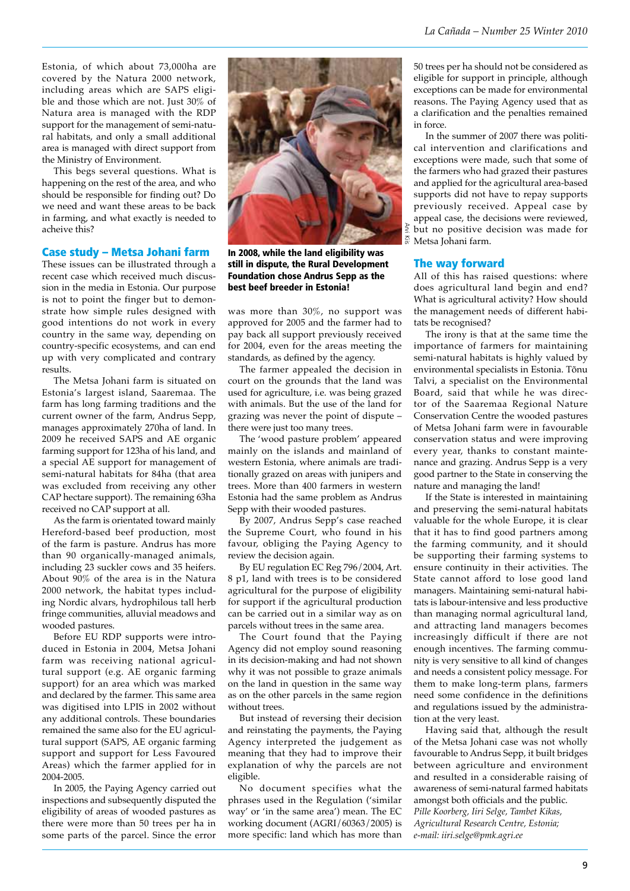Estonia, of which about 73,000ha are covered by the Natura 2000 network, including areas which are SAPS eligible and those which are not. Just 30% of Natura area is managed with the RDP support for the management of semi-natural habitats, and only a small additional area is managed with direct support from the Ministry of Environment.

This begs several questions. What is happening on the rest of the area, and who should be responsible for finding out? Do we need and want these areas to be back in farming, and what exactly is needed to acheive this?

## Case study – Metsa Johani farm

These issues can be illustrated through a recent case which received much discussion in the media in Estonia. Our purpose is not to point the finger but to demonstrate how simple rules designed with good intentions do not work in every country in the same way, depending on country-specific ecosystems, and can end up with very complicated and contrary results.

The Metsa Johani farm is situated on Estonia's largest island, Saaremaa. The farm has long farming traditions and the current owner of the farm, Andrus Sepp, manages approximately 270ha of land. In 2009 he received SAPS and AE organic farming support for 123ha of his land, and a special AE support for management of semi-natural habitats for 84ha (that area was excluded from receiving any other CAP hectare support). The remaining 63ha received no CAP support at all.

As the farm is orientated toward mainly Hereford-based beef production, most of the farm is pasture. Andrus has more than 90 organically-managed animals, including 23 suckler cows and 35 heifers. About 90% of the area is in the Natura 2000 network, the habitat types including Nordic alvars, hydrophilous tall herb fringe communities, alluvial meadows and wooded pastures.

Before EU RDP supports were introduced in Estonia in 2004, Metsa Johani farm was receiving national agricultural support (e.g. AE organic farming support) for an area which was marked and declared by the farmer. This same area was digitised into LPIS in 2002 without any additional controls. These boundaries remained the same also for the EU agricultural support (SAPS, AE organic farming support and support for Less Favoured Areas) which the farmer applied for in 2004-2005.

In 2005, the Paying Agency carried out inspections and subsequently disputed the eligibility of areas of wooded pastures as there were more than 50 trees per ha in some parts of the parcel. Since the error was more than 30%, no support was approved for 2005 and the farmer had to pay back all support previously received for 2004, even for the areas meeting the standards, as defined by the agency.

**In 2008, while the land eligibility was still in dispute, the Rural Development Foundation chose Andrus Sepp as the best beef breeder in Estonia!**

Arvi Kiis

The farmer appealed the decision in court on the grounds that the land was used for agriculture, i.e. was being grazed with animals. But the use of the land for grazing was never the point of dispute – there were just too many trees.

The 'wood pasture problem' appeared mainly on the islands and mainland of western Estonia, where animals are traditionally grazed on areas with junipers and trees. More than 400 farmers in western Estonia had the same problem as Andrus Sepp with their wooded pastures.

By 2007, Andrus Sepp's case reached the Supreme Court, who found in his favour, obliging the Paying Agency to review the decision again.

By EU regulation EC Reg 796/2004, Art. 8 p1, land with trees is to be considered agricultural for the purpose of eligibility for support if the agricultural production can be carried out in a similar way as on parcels without trees in the same area.

The Court found that the Paying Agency did not employ sound reasoning in its decision-making and had not shown why it was not possible to graze animals on the land in question in the same way as on the other parcels in the same region without trees.

But instead of reversing their decision and reinstating the payments, the Paying Agency interpreted the judgement as meaning that they had to improve their explanation of why the parcels are not eligible.

No document specifies what the phrases used in the Regulation ('similar way' or 'in the same area') mean. The EC working document (AGRI/60363/2005) is more specific: land which has more than 50 trees per ha should not be considered as eligible for support in principle, although exceptions can be made for environmental reasons. The Paying Agency used that as a clarification and the penalties remained in force.

In the summer of 2007 there was political intervention and clarifications and exceptions were made, such that some of the farmers who had grazed their pastures and applied for the agricultural area-based supports did not have to repay supports previously received. Appeal case by appeal case, the decisions were reviewed, but no positive decision was made for Metsa Johani farm.

## The way forward

All of this has raised questions: where does agricultural land begin and end? What is agricultural activity? How should the management needs of different habitats be recognised?

The irony is that at the same time the importance of farmers for maintaining semi-natural habitats is highly valued by environmental specialists in Estonia. Tõnu Talvi, a specialist on the Environmental Board, said that while he was director of the Saaremaa Regional Nature Conservation Centre the wooded pastures of Metsa Johani farm were in favourable conservation status and were improving every year, thanks to constant maintenance and grazing. Andrus Sepp is a very good partner to the State in conserving the nature and managing the land!

If the State is interested in maintaining and preserving the semi-natural habitats valuable for the whole Europe, it is clear that it has to find good partners among the farming community, and it should be supporting their farming systems to ensure continuity in their activities. The State cannot afford to lose good land managers. Maintaining semi-natural habitats is labour-intensive and less productive than managing normal agricultural land, and attracting land managers becomes increasingly difficult if there are not enough incentives. The farming community is very sensitive to all kind of changes and needs a consistent policy message. For them to make long-term plans, farmers need some confidence in the definitions and regulations issued by the administration at the very least.

Having said that, although the result of the Metsa Johani case was not wholly favourable to Andrus Sepp, it built bridges between agriculture and environment and resulted in a considerable raising of awareness of semi-natural farmed habitats amongst both officials and the public.

*Pille Koorberg, Iiri Selge, Tambet Kikas, Agricultural Research Centre, Estonia; e-mail: iiri.selge@pmk.agri.ee*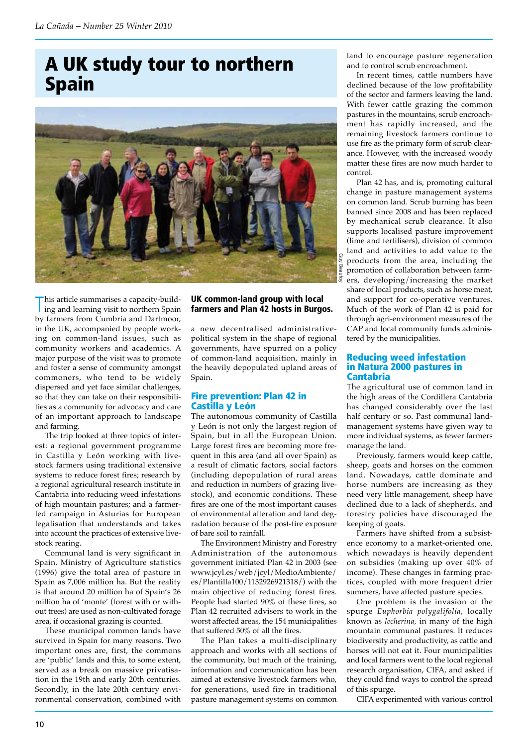# A UK study tour to northern Spain

Guy Beaufoy

This article summarises a capacity-building and learning visit to northern Spain by farmers from Cumbria and Dartmoor, in the UK, accompanied by people working on common-land issues, such as community workers and academics. A major purpose of the visit was to promote and foster a sense of community amongst commoners, who tend to be widely dispersed and yet face similar challenges, so that they can take on their responsibilities as a community for advocacy and care of an important approach to landscape and farming.

The trip looked at three topics of interest: a regional government programme in Castilla y León working with livestock farmers using traditional extensive systems to reduce forest fires; research by a regional agricultural research institute in Cantabria into reducing weed infestations of high mountain pastures; and a farmer-led campaign in Asturias for European legalisation that understands and takes into account the practices of extensive livestock rearing.

Communal land is very significant in Spain. Ministry of Agriculture statistics (1996) give the total area of pasture in Spain as 7,006 million ha. But the reality is that around 20 million ha of Spain's 26 million ha of 'monte' (forest with or without trees) are used as non-cultivated forage area, if occasional grazing is counted.

These municipal common lands have survived in Spain for many reasons. Two important ones are, first, the commons are 'public' lands and this, to some extent, served as a break on massive privatisation in the 19th and early 20th centuries. Secondly, in the late 20th century environmental conservation, combined with a new decentralised administrative-political system in the shape of regional governments, have spurred on a policy of common-land acquisition, mainly in the heavily depopulated upland areas of Spain.

**UK common-land group with local farmers and Plan 42 hosts in Burgos.**

## Fire prevention: Plan 42 in Castilla y León

The autonomous community of Castilla y León is not only the largest region of Spain, but in all the European Union. Large forest fires are becoming more frequent in this area (and all over Spain) as a result of climatic factors, social factors (including depopulation of rural areas and reduction in numbers of grazing livestock), and economic conditions. These fires are one of the most important causes of environmental alteration and land degradation because of the post-fire exposure of bare soil to rainfall.

The Environment Ministry and Forestry Administration of the autonomous government initiated Plan 42 in 2003 (see www.jcyl.es/web/jcyl/MedioAmbiente/es/Plantilla100/1132926921318/) with the main objective of reducing forest fires. People had started 90% of these fires, so Plan 42 recruited advisers to work in the worst affected areas, the 154 municipalities that suffered 50% of all the fires.

The Plan takes a multi-disciplinary approach and works with all sections of the community, but much of the training, information and communication has been aimed at extensive livestock farmers who, for generations, used fire in traditional pasture management systems on common land to encourage pasture regeneration and to control scrub encroachment.

In recent times, cattle numbers have declined because of the low profitability of the sector and farmers leaving the land. With fewer cattle grazing the common pastures in the mountains, scrub encroachment has rapidly increased, and the remaining livestock farmers continue to use fire as the primary form of scrub clearance. However, with the increased woody matter these fires are now much harder to control.

Plan 42 has, and is, promoting cultural change in pasture management systems on common land. Scrub burning has been banned since 2008 and has been replaced by mechanical scrub clearance. It also supports localised pasture improvement (lime and fertilisers), division of common land and activities to add value to the products from the area, including the promotion of collaboration between farmers, developing/increasing the market share of local products, such as horse meat, and support for co-operative ventures. Much of the work of Plan 42 is paid for through agri-environment measures of the CAP and local community funds administered by the municipalities.

## Reducing weed infestation in Natura 2000 pastures in Cantabria

The agricultural use of common land in the high areas of the Cordillera Cantabria has changed considerably over the last half century or so. Past communal land-management systems have given way to more individual systems, as fewer farmers manage the land.

Previously, farmers would keep cattle, sheep, goats and horses on the common land. Nowadays, cattle dominate and horse numbers are increasing as they need very little management, sheep have declined due to a lack of shepherds, and forestry policies have discouraged the keeping of goats.

Farmers have shifted from a subsistence economy to a market-oriented one, which nowadays is heavily dependent on subsidies (making up over 40% of income). These changes in farming practices, coupled with more frequent drier summers, have affected pasture species.

One problem is the invasion of the spurge *Euphorbia polygalifolia*, locally known as *lecherina,* in many of the high mountain communal pastures. It reduces biodiversity and productivity, as cattle and horses will not eat it. Four municipalities and local farmers went to the local regional research organisation, CIFA, and asked if they could find ways to control the spread of this spurge.

CIFA experimented with various control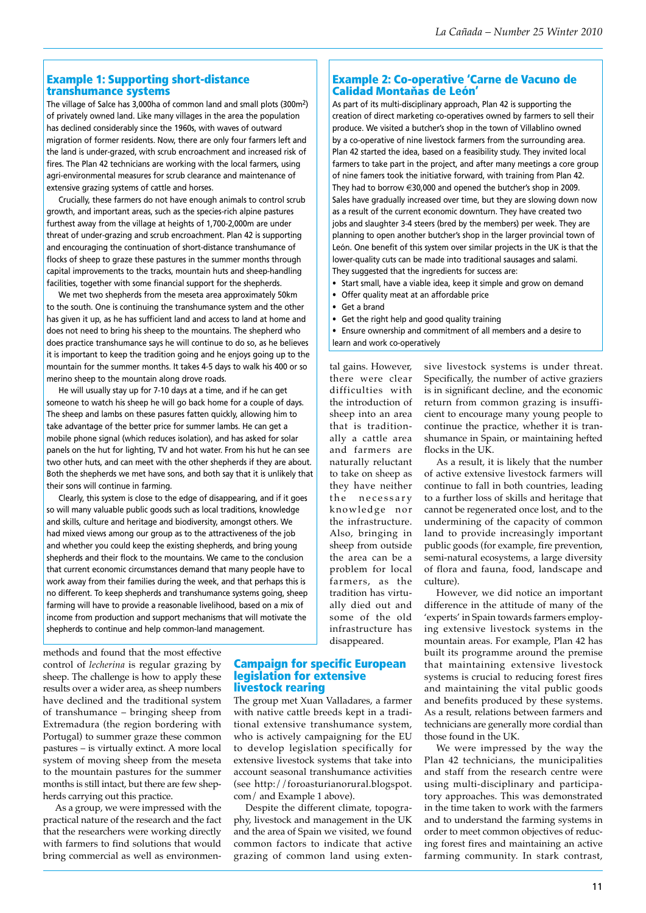## Example 1: Supporting short-distance transhumance systems

The village of Salce has 3,000ha of common land and small plots (300m$^2$) of privately owned land. Like many villages in the area the population has declined considerably since the 1960s, with waves of outward migration of former residents. Now, there are only four farmers left and the land is under-grazed, with scrub encroachment and increased risk of fires. The Plan 42 technicians are working with the local farmers, using agri-environmental measures for scrub clearance and maintenance of extensive grazing systems of cattle and horses.

Crucially, these farmers do not have enough animals to control scrub growth, and important areas, such as the species-rich alpine pastures furthest away from the village at heights of 1,700-2,000m are under threat of under-grazing and scrub encroachment. Plan 42 is supporting and encouraging the continuation of short-distance transhumance of flocks of sheep to graze these pastures in the summer months through capital improvements to the tracks, mountain huts and sheep-handling facilities, together with some financial support for the shepherds.

We met two shepherds from the meseta area approximately 50km to the south. One is continuing the transhumance system and the other has given it up, as he has sufficient land and access to land at home and does not need to bring his sheep to the mountains. The shepherd who does practice transhumance says he will continue to do so, as he believes it is important to keep the tradition going and he enjoys going up to the mountain for the summer months. It takes 4-5 days to walk his 400 or so merino sheep to the mountain along drove roads.

He will usually stay up for 7-10 days at a time, and if he can get someone to watch his sheep he will go back home for a couple of days. The sheep and lambs on these pasures fatten quickly, allowing him to take advantage of the better price for summer lambs. He can get a mobile phone signal (which reduces isolation), and has asked for solar panels on the hut for lighting, TV and hot water. From his hut he can see two other huts, and can meet with the other shepherds if they are about. Both the shepherds we met have sons, and both say that it is unlikely that their sons will continue in farming.

Clearly, this system is close to the edge of disappearing, and if it goes so will many valuable public goods such as local traditions, knowledge and skills, culture and heritage and biodiversity, amongst others. We had mixed views among our group as to the attractiveness of the job and whether you could keep the existing shepherds, and bring young shepherds and their flock to the mountains. We came to the conclusion that current economic circumstances demand that many people have to work away from their families during the week, and that perhaps this is no different. To keep shepherds and transhumance systems going, sheep farming will have to provide a reasonable livelihood, based on a mix of income from production and support mechanisms that will motivate the shepherds to continue and help common-land management.

## Example 2: Co-operative 'Carne de Vacuno de Calidad Montañas de León'

As part of its multi-disciplinary approach, Plan 42 is supporting the creation of direct marketing co-operatives owned by farmers to sell their produce. We visited a butcher's shop in the town of Villablino owned by a co-operative of nine livestock farmers from the surrounding area. Plan 42 started the idea, based on a feasibility study. They invited local farmers to take part in the project, and after many meetings a core group of nine famers took the initiative forward, with training from Plan 42. They had to borrow €30,000 and opened the butcher's shop in 2009. Sales have gradually increased over time, but they are slowing down now as a result of the current economic downturn. They have created two jobs and slaughter 3-4 steers (bred by the members) per week. They are planning to open another butcher's shop in the larger provincial town of León. One benefit of this system over similar projects in the UK is that the lower-quality cuts can be made into traditional sausages and salami. They suggested that the ingredients for success are:

- Start small, have a viable idea, keep it simple and grow on demand
- Offer quality meat at an affordable price
- Get a brand
- Get the right help and good quality training
- Ensure ownership and commitment of all members and a desire to learn and work co-operatively

methods and found that the most effective control of *lecherina* is regular grazing by sheep. The challenge is how to apply these results over a wider area, as sheep numbers have declined and the traditional system of transhumance – bringing sheep from Extremadura (the region bordering with Portugal) to summer graze these common pastures – is virtually extinct. A more local system of moving sheep from the meseta to the mountain pastures for the summer months is still intact, but there are few shepherds carrying out this practice.

As a group, we were impressed with the practical nature of the research and the fact that the researchers were working directly with farmers to find solutions that would bring commercial as well as environmental gains. However, there were clear difficulties with the introduction of sheep into an area that is traditionally a cattle area and farmers are naturally reluctant to take on sheep as they have neither the necessary knowledge nor the infrastructure. Also, bringing in sheep from outside the area can be a problem for local farmers, as the tradition has virtually died out and some of the old infrastructure has disappeared.

## Campaign for specific European legislation for extensive livestock rearing

The group met Xuan Valladares, a farmer with native cattle breeds kept in a traditional extensive transhumance system, who is actively campaigning for the EU to develop legislation specifically for extensive livestock systems that take into account seasonal transhumance activities (see http://foroasturianorural.blogspot.com/ and Example 1 above).

Despite the different climate, topography, livestock and management in the UK and the area of Spain we visited, we found common factors to indicate that active grazing of common land using extensive livestock systems is under threat. Specifically, the number of active graziers is in significant decline, and the economic return from common grazing is insufficient to encourage many young people to continue the practice, whether it is transhumance in Spain, or maintaining hefted flocks in the UK.

As a result, it is likely that the number of active extensive livestock farmers will continue to fall in both countries, leading to a further loss of skills and heritage that cannot be regenerated once lost, and to the undermining of the capacity of common land to provide increasingly important public goods (for example, fire prevention, semi-natural ecosystems, a large diversity of flora and fauna, food, landscape and culture).

However, we did notice an important difference in the attitude of many of the 'experts' in Spain towards farmers employing extensive livestock systems in the mountain areas. For example, Plan 42 has built its programme around the premise that maintaining extensive livestock systems is crucial to reducing forest fires and maintaining the vital public goods and benefits produced by these systems. As a result, relations between farmers and technicians are generally more cordial than those found in the UK.

We were impressed by the way the Plan 42 technicians, the municipalities and staff from the research centre were using multi-disciplinary and participatory approaches. This was demonstrated in the time taken to work with the farmers and to understand the farming systems in order to meet common objectives of reducing forest fires and maintaining an active farming community. In stark contrast,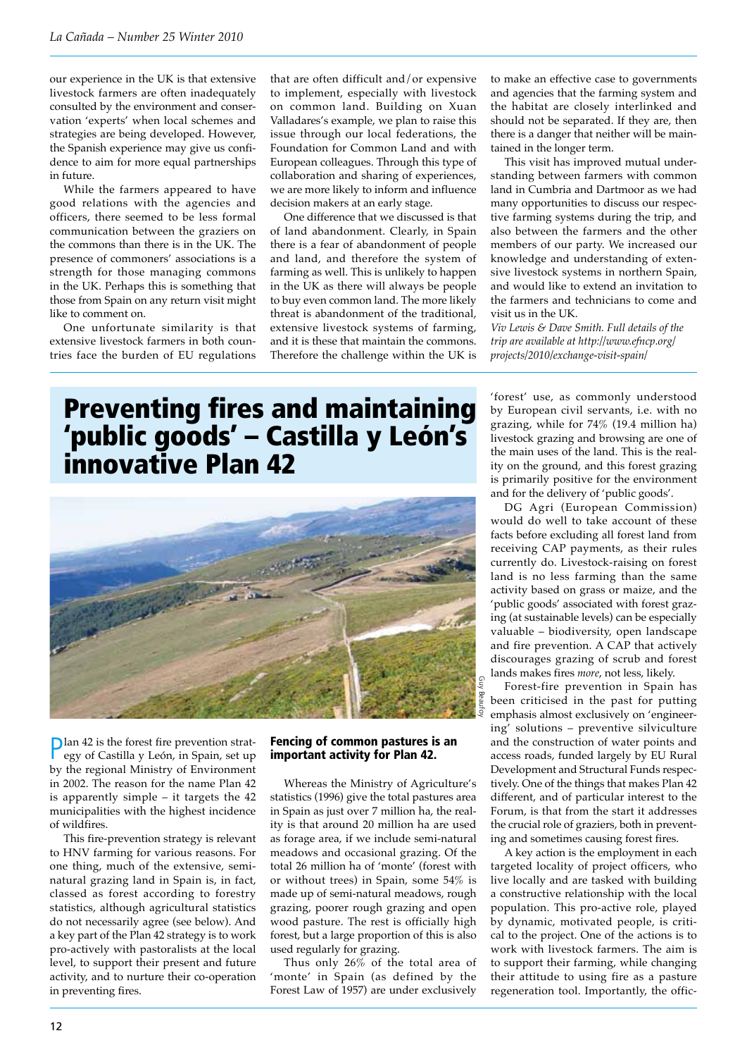our experience in the UK is that extensive livestock farmers are often inadequately consulted by the environment and conservation 'experts' when local schemes and strategies are being developed. However, the Spanish experience may give us confidence to aim for more equal partnerships in future.

While the farmers appeared to have good relations with the agencies and officers, there seemed to be less formal communication between the graziers on the commons than there is in the UK. The presence of commoners' associations is a strength for those managing commons in the UK. Perhaps this is something that those from Spain on any return visit might like to comment on.

One unfortunate similarity is that extensive livestock farmers in both countries face the burden of EU regulations that are often difficult and/or expensive to implement, especially with livestock on common land. Building on Xuan Valladares's example, we plan to raise this issue through our local federations, the Foundation for Common Land and with European colleagues. Through this type of collaboration and sharing of experiences, we are more likely to inform and influence decision makers at an early stage.

One difference that we discussed is that of land abandonment. Clearly, in Spain there is a fear of abandonment of people and land, and therefore the system of farming as well. This is unlikely to happen in the UK as there will always be people to buy even common land. The more likely threat is abandonment of the traditional, extensive livestock systems of farming, and it is these that maintain the commons. Therefore the challenge within the UK is to make an effective case to governments and agencies that the farming system and the habitat are closely interlinked and should not be separated. If they are, then there is a danger that neither will be maintained in the longer term.

This visit has improved mutual understanding between farmers with common land in Cumbria and Dartmoor as we had many opportunities to discuss our respective farming systems during the trip, and also between the farmers and the other members of our party. We increased our knowledge and understanding of extensive livestock systems in northern Spain, and would like to extend an invitation to the farmers and technicians to come and visit us in the UK.

*Viv Lewis & Dave Smith. Full details of the trip are available at http://www.efncp.org/projects/2010/exchange-visit-spain/*

# Preventing fires and maintaining 'public goods' – Castilla y León's innovative Plan 42

Guy Beaufoy

**Fencing of common pastures is an important activity for Plan 42.**

Plan 42 is the forest fire prevention strategy of Castilla y León, in Spain, set up by the regional Ministry of Environment in 2002. The reason for the name Plan 42 is apparently simple – it targets the 42 municipalities with the highest incidence of wildfires.

This fire-prevention strategy is relevant to HNV farming for various reasons. For one thing, much of the extensive, semi-natural grazing land in Spain is, in fact, classed as forest according to forestry statistics, although agricultural statistics do not necessarily agree (see below). And a key part of the Plan 42 strategy is to work pro-actively with pastoralists at the local level, to support their present and future activity, and to nurture their co-operation in preventing fires.

Whereas the Ministry of Agriculture's statistics (1996) give the total pastures area in Spain as just over 7 million ha, the reality is that around 20 million ha are used as forage area, if we include semi-natural meadows and occasional grazing. Of the total 26 million ha of 'monte' (forest with or without trees) in Spain, some 54% is made up of semi-natural meadows, rough grazing, poorer rough grazing and open wood pasture. The rest is officially high forest, but a large proportion of this is also used regularly for grazing.

Thus only 26% of the total area of 'monte' in Spain (as defined by the Forest Law of 1957) are under exclusively 'forest' use, as commonly understood by European civil servants, i.e. with no grazing, while for 74% (19.4 million ha) livestock grazing and browsing are one of the main uses of the land. This is the reality on the ground, and this forest grazing is primarily positive for the environment and for the delivery of 'public goods'.

DG Agri (European Commission) would do well to take account of these facts before excluding all forest land from receiving CAP payments, as their rules currently do. Livestock-raising on forest land is no less farming than the same activity based on grass or maize, and the 'public goods' associated with forest grazing (at sustainable levels) can be especially valuable – biodiversity, open landscape and fire prevention. A CAP that actively discourages grazing of scrub and forest lands makes fires *more*, not less, likely.

Forest-fire prevention in Spain has been criticised in the past for putting emphasis almost exclusively on 'engineering' solutions – preventive silviculture and the construction of water points and access roads, funded largely by EU Rural Development and Structural Funds respectively. One of the things that makes Plan 42 different, and of particular interest to the Forum, is that from the start it addresses the crucial role of graziers, both in preventing and sometimes causing forest fires.

A key action is the employment in each targeted locality of project officers, who live locally and are tasked with building a constructive relationship with the local population. This pro-active role, played by dynamic, motivated people, is critical to the project. One of the actions is to work with livestock farmers. The aim is to support their farming, while changing their attitude to using fire as a pasture regeneration tool. Importantly, the offic-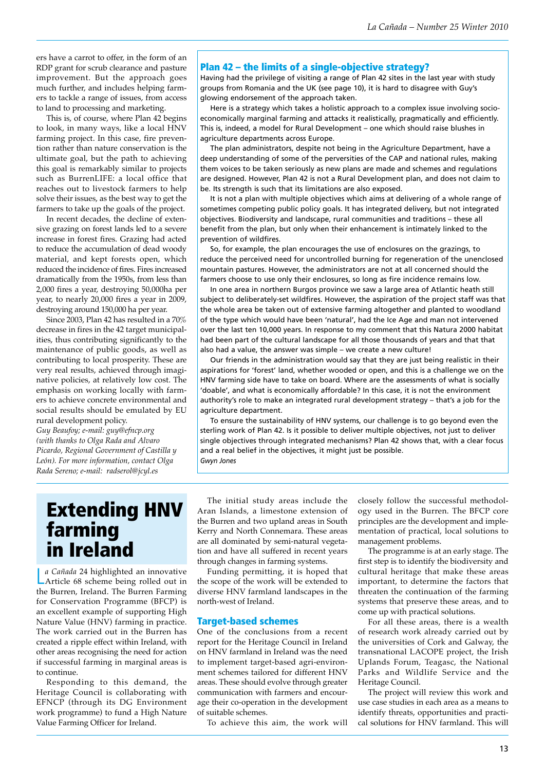ers have a carrot to offer, in the form of an RDP grant for scrub clearance and pasture improvement. But the approach goes much further, and includes helping farmers to tackle a range of issues, from access to land to processing and marketing.

This is, of course, where Plan 42 begins to look, in many ways, like a local HNV farming project. In this case, fire prevention rather than nature conservation is the ultimate goal, but the path to achieving this goal is remarkably similar to projects such as BurrenLIFE: a local office that reaches out to livestock farmers to help solve their issues, as the best way to get the farmers to take up the goals of the project.

In recent decades, the decline of extensive grazing on forest lands led to a severe increase in forest fires. Grazing had acted to reduce the accumulation of dead woody material, and kept forests open, which reduced the incidence of fires. Fires increased dramatically from the 1950s, from less than 2,000 fires a year, destroying 50,000ha per year, to nearly 20,000 fires a year in 2009, destroying around 150,000 ha per year.

Since 2003, Plan 42 has resulted in a 70% decrease in fires in the 42 target municipalities, thus contributing significantly to the maintenance of public goods, as well as contributing to local prosperity. These are very real results, achieved through imaginative policies, at relatively low cost. The emphasis on working locally with farmers to achieve concrete environmental and social results should be emulated by EU rural development policy.

*Guy Beaufoy; e-mail: guy@efncp.org (with thanks to Olga Rada and Alvaro Picardo, Regional Government of Castilla y León). For more information, contact Olga Rada Sereno; e-mail: radserol@jcyl.es*

## Plan 42 – the limits of a single-objective strategy?

Having had the privilege of visiting a range of Plan 42 sites in the last year with study groups from Romania and the UK (see page 10), it is hard to disagree with Guy's glowing endorsement of the approach taken.

Here is a strategy which takes a holistic approach to a complex issue involving socio-economically marginal farming and attacks it realistically, pragmatically and efficiently. This is, indeed, a model for Rural Development – one which should raise blushes in agriculture departments across Europe.

The plan administrators, despite not being in the Agriculture Department, have a deep understanding of some of the perversities of the CAP and national rules, making them voices to be taken seriously as new plans are made and schemes and regulations are designed. However, Plan 42 is not a Rural Development plan, and does not claim to be. Its strength is such that its limitations are also exposed.

It is not a plan with multiple objectives which aims at delivering of a whole range of sometimes competing public policy goals. It has integrated delivery, but not integrated objectives. Biodiversity and landscape, rural communities and traditions – these all benefit from the plan, but only when their enhancement is intimately linked to the prevention of wildfires.

So, for example, the plan encourages the use of enclosures on the grazings, to reduce the perceived need for uncontrolled burning for regeneration of the unenclosed mountain pastures. However, the administrators are not at all concerned should the farmers choose to use only their enclosures, so long as fire incidence remains low.

In one area in northern Burgos province we saw a large area of Atlantic heath still subject to deliberately-set wildfires. However, the aspiration of the project staff was that the whole area be taken out of extensive farming altogether and planted to woodland of the type which would have been 'natural', had the Ice Age and man not intervened over the last ten 10,000 years. In response to my comment that this Natura 2000 habitat had been part of the cultural landscape for all those thousands of years and that that also had a value, the answer was simple – we create a new culture!

Our friends in the administration would say that they are just being realistic in their aspirations for 'forest' land, whether wooded or open, and this is a challenge we on the HNV farming side have to take on board. Where are the assessments of what is socially 'doable', and what is economically affordable? In this case, it is not the environment authority's role to make an integrated rural development strategy – that's a job for the agriculture department.

To ensure the sustainability of HNV systems, our challenge is to go beyond even the sterling work of Plan 42. Is it possible to deliver multiple objectives, not just to deliver single objectives through integrated mechanisms? Plan 42 shows that, with a clear focus and a real belief in the objectives, it might just be possible.

*Gwyn Jones*

# Extending HNV farming in Ireland

*La Cañada* 24 highlighted an innovative Article 68 scheme being rolled out in the Burren, Ireland. The Burren Farming for Conservation Programme (BFCP) is an excellent example of supporting High Nature Value (HNV) farming in practice. The work carried out in the Burren has created a ripple effect within Ireland, with other areas recognising the need for action if successful farming in marginal areas is to continue.

Responding to this demand, the Heritage Council is collaborating with EFNCP (through its DG Environment work programme) to fund a High Nature Value Farming Officer for Ireland.

The initial study areas include the Aran Islands, a limestone extension of the Burren and two upland areas in South Kerry and North Connemara. These areas are all dominated by semi-natural vegetation and have all suffered in recent years through changes in farming systems.

Funding permitting, it is hoped that the scope of the work will be extended to diverse HNV farmland landscapes in the north-west of Ireland.

### Target-based schemes

One of the conclusions from a recent report for the Heritage Council in Ireland on HNV farmland in Ireland was the need to implement target-based agri-environment schemes tailored for different HNV areas. These should evolve through greater communication with farmers and encourage their co-operation in the development of suitable schemes.

To achieve this aim, the work will closely follow the successful methodology used in the Burren. The BFCP core principles are the development and implementation of practical, local solutions to management problems.

The programme is at an early stage. The first step is to identify the biodiversity and cultural heritage that make these areas important, to determine the factors that threaten the continuation of the farming systems that preserve these areas, and to come up with practical solutions.

For all these areas, there is a wealth of research work already carried out by the universities of Cork and Galway, the transnational LACOPE project, the Irish Uplands Forum, Teagasc, the National Parks and Wildlife Service and the Heritage Council.

The project will review this work and use case studies in each area as a means to identify threats, opportunities and practical solutions for HNV farmland. This will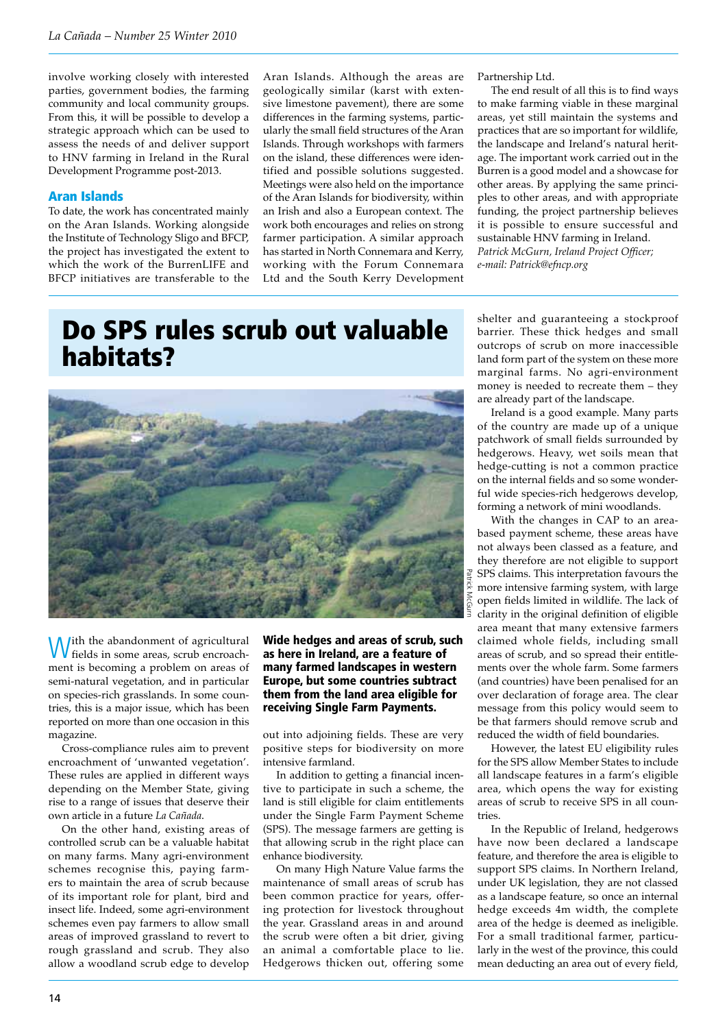involve working closely with interested parties, government bodies, the farming community and local community groups. From this, it will be possible to develop a strategic approach which can be used to assess the needs of and deliver support to HNV farming in Ireland in the Rural Development Programme post-2013.

### Aran Islands

To date, the work has concentrated mainly on the Aran Islands. Working alongside the Institute of Technology Sligo and BFCP, the project has investigated the extent to which the work of the BurrenLIFE and BFCP initiatives are transferable to the Aran Islands. Although the areas are geologically similar (karst with extensive limestone pavement), there are some differences in the farming systems, particularly the small field structures of the Aran Islands. Through workshops with farmers on the island, these differences were identified and possible solutions suggested. Meetings were also held on the importance of the Aran Islands for biodiversity, within an Irish and also a European context. The work both encourages and relies on strong farmer participation. A similar approach has started in North Connemara and Kerry, working with the Forum Connemara Ltd and the South Kerry Development Partnership Ltd.

The end result of all this is to find ways to make farming viable in these marginal areas, yet still maintain the systems and practices that are so important for wildlife, the landscape and Ireland's natural heritage. The important work carried out in the Burren is a good model and a showcase for other areas. By applying the same principles to other areas, and with appropriate funding, the project partnership believes it is possible to ensure successful and sustainable HNV farming in Ireland.

*Patrick McGurn, Ireland Project Officer; e-mail: Patrick@efncp.org*

# Do SPS rules scrub out valuable habitats?

Patrick McGurn

**Wide hedges and areas of scrub, such as here in Ireland, are a feature of many farmed landscapes in western Europe, but some countries subtract them from the land area eligible for receiving Single Farm Payments.**

With the abandonment of agricultural fields in some areas, scrub encroachment is becoming a problem on areas of semi-natural vegetation, and in particular on species-rich grasslands. In some countries, this is a major issue, which has been reported on more than one occasion in this magazine.

Cross-compliance rules aim to prevent encroachment of 'unwanted vegetation'. These rules are applied in different ways depending on the Member State, giving rise to a range of issues that deserve their own article in a future *La Cañada*.

On the other hand, existing areas of controlled scrub can be a valuable habitat on many farms. Many agri-environment schemes recognise this, paying farmers to maintain the area of scrub because of its important role for plant, bird and insect life. Indeed, some agri-environment schemes even pay farmers to allow small areas of improved grassland to revert to rough grassland and scrub. They also allow a woodland scrub edge to develop out into adjoining fields. These are very positive steps for biodiversity on more intensive farmland.

In addition to getting a financial incentive to participate in such a scheme, the land is still eligible for claim entitlements under the Single Farm Payment Scheme (SPS). The message farmers are getting is that allowing scrub in the right place can enhance biodiversity.

On many High Nature Value farms the maintenance of small areas of scrub has been common practice for years, offering protection for livestock throughout the year. Grassland areas in and around the scrub were often a bit drier, giving an animal a comfortable place to lie. Hedgerows thicken out, offering some shelter and guaranteeing a stockproof barrier. These thick hedges and small outcrops of scrub on more inaccessible land form part of the system on these more marginal farms. No agri-environment money is needed to recreate them – they are already part of the landscape.

Ireland is a good example. Many parts of the country are made up of a unique patchwork of small fields surrounded by hedgerows. Heavy, wet soils mean that hedge-cutting is not a common practice on the internal fields and so some wonderful wide species-rich hedgerows develop, forming a network of mini woodlands.

With the changes in CAP to an area-based payment scheme, these areas have not always been classed as a feature, and they therefore are not eligible to support SPS claims. This interpretation favours the more intensive farming system, with large open fields limited in wildlife. The lack of clarity in the original definition of eligible area meant that many extensive farmers claimed whole fields, including small areas of scrub, and so spread their entitlements over the whole farm. Some farmers (and countries) have been penalised for an over declaration of forage area. The clear message from this policy would seem to be that farmers should remove scrub and reduced the width of field boundaries.

However, the latest EU eligibility rules for the SPS allow Member States to include all landscape features in a farm's eligible area, which opens the way for existing areas of scrub to receive SPS in all countries.

In the Republic of Ireland, hedgerows have now been declared a landscape feature, and therefore the area is eligible to support SPS claims. In Northern Ireland, under UK legislation, they are not classed as a landscape feature, so once an internal hedge exceeds 4m width, the complete area of the hedge is deemed as ineligible. For a small traditional farmer, particularly in the west of the province, this could mean deducting an area out of every field,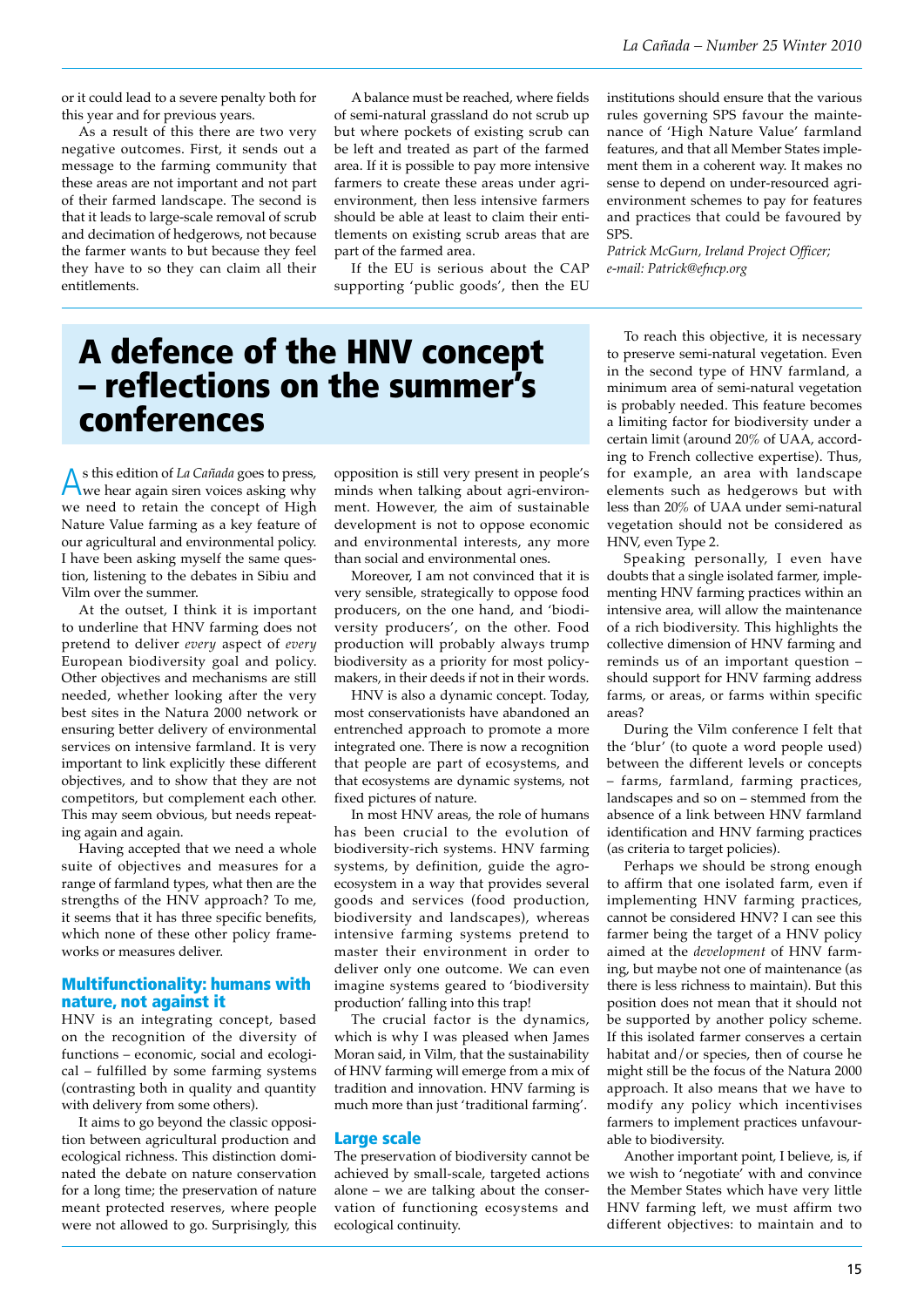or it could lead to a severe penalty both for this year and for previous years.

As a result of this there are two very negative outcomes. First, it sends out a message to the farming community that these areas are not important and not part of their farmed landscape. The second is that it leads to large-scale removal of scrub and decimation of hedgerows, not because the farmer wants to but because they feel they have to so they can claim all their entitlements.

A balance must be reached, where fields of semi-natural grassland do not scrub up but where pockets of existing scrub can be left and treated as part of the farmed area. If it is possible to pay more intensive farmers to create these areas under agri-environment, then less intensive farmers should be able at least to claim their entitlements on existing scrub areas that are part of the farmed area.

If the EU is serious about the CAP supporting 'public goods', then the EU institutions should ensure that the various rules governing SPS favour the maintenance of 'High Nature Value' farmland features, and that all Member States implement them in a coherent way. It makes no sense to depend on under-resourced agri-environment schemes to pay for features and practices that could be favoured by SPS.

*Patrick McGurn, Ireland Project Officer; e-mail: Patrick@efncp.org*

# A defence of the HNV concept – reflections on the summer's conferences

As this edition of *La Cañada* goes to press, we hear again siren voices asking why we need to retain the concept of High Nature Value farming as a key feature of our agricultural and environmental policy. I have been asking myself the same question, listening to the debates in Sibiu and Vilm over the summer.

At the outset, I think it is important to underline that HNV farming does not pretend to deliver *every* aspect of *every* European biodiversity goal and policy. Other objectives and mechanisms are still needed, whether looking after the very best sites in the Natura 2000 network or ensuring better delivery of environmental services on intensive farmland. It is very important to link explicitly these different objectives, and to show that they are not competitors, but complement each other. This may seem obvious, but needs repeating again and again.

Having accepted that we need a whole suite of objectives and measures for a range of farmland types, what then are the strengths of the HNV approach? To me, it seems that it has three specific benefits, which none of these other policy frameworks or measures deliver.

## Multifunctionality: humans with nature, not against it

HNV is an integrating concept, based on the recognition of the diversity of functions – economic, social and ecological – fulfilled by some farming systems (contrasting both in quality and quantity with delivery from some others).

It aims to go beyond the classic opposition between agricultural production and ecological richness. This distinction dominated the debate on nature conservation for a long time; the preservation of nature meant protected reserves, where people were not allowed to go. Surprisingly, this opposition is still very present in people's minds when talking about agri-environment. However, the aim of sustainable development is not to oppose economic and environmental interests, any more than social and environmental ones.

Moreover, I am not convinced that it is very sensible, strategically to oppose food producers, on the one hand, and 'biodiversity producers', on the other. Food production will probably always trump biodiversity as a priority for most policy-makers, in their deeds if not in their words.

HNV is also a dynamic concept. Today, most conservationists have abandoned an entrenched approach to promote a more integrated one. There is now a recognition that people are part of ecosystems, and that ecosystems are dynamic systems, not fixed pictures of nature.

In most HNV areas, the role of humans has been crucial to the evolution of biodiversity-rich systems. HNV farming systems, by definition, guide the agro-ecosystem in a way that provides several goods and services (food production, biodiversity and landscapes), whereas intensive farming systems pretend to master their environment in order to deliver only one outcome. We can even imagine systems geared to 'biodiversity production' falling into this trap!

The crucial factor is the dynamics, which is why I was pleased when James Moran said, in Vilm, that the sustainability of HNV farming will emerge from a mix of tradition and innovation. HNV farming is much more than just 'traditional farming'.

## Large scale

The preservation of biodiversity cannot be achieved by small-scale, targeted actions alone – we are talking about the conservation of functioning ecosystems and ecological continuity.

To reach this objective, it is necessary to preserve semi-natural vegetation. Even in the second type of HNV farmland, a minimum area of semi-natural vegetation is probably needed. This feature becomes a limiting factor for biodiversity under a certain limit (around 20% of UAA, according to French collective expertise). Thus, for example, an area with landscape elements such as hedgerows but with less than 20% of UAA under semi-natural vegetation should not be considered as HNV, even Type 2.

Speaking personally, I even have doubts that a single isolated farmer, implementing HNV farming practices within an intensive area, will allow the maintenance of a rich biodiversity. This highlights the collective dimension of HNV farming and reminds us of an important question – should support for HNV farming address farms, or areas, or farms within specific areas?

During the Vilm conference I felt that the 'blur' (to quote a word people used) between the different levels or concepts – farms, farmland, farming practices, landscapes and so on – stemmed from the absence of a link between HNV farmland identification and HNV farming practices (as criteria to target policies).

Perhaps we should be strong enough to affirm that one isolated farm, even if implementing HNV farming practices, cannot be considered HNV? I can see this farmer being the target of a HNV policy aimed at the *development* of HNV farming, but maybe not one of maintenance (as there is less richness to maintain). But this position does not mean that it should not be supported by another policy scheme. If this isolated farmer conserves a certain habitat and/or species, then of course he might still be the focus of the Natura 2000 approach. It also means that we have to modify any policy which incentivises farmers to implement practices unfavourable to biodiversity.

Another important point, I believe, is, if we wish to 'negotiate' with and convince the Member States which have very little HNV farming left, we must affirm two different objectives: to maintain and to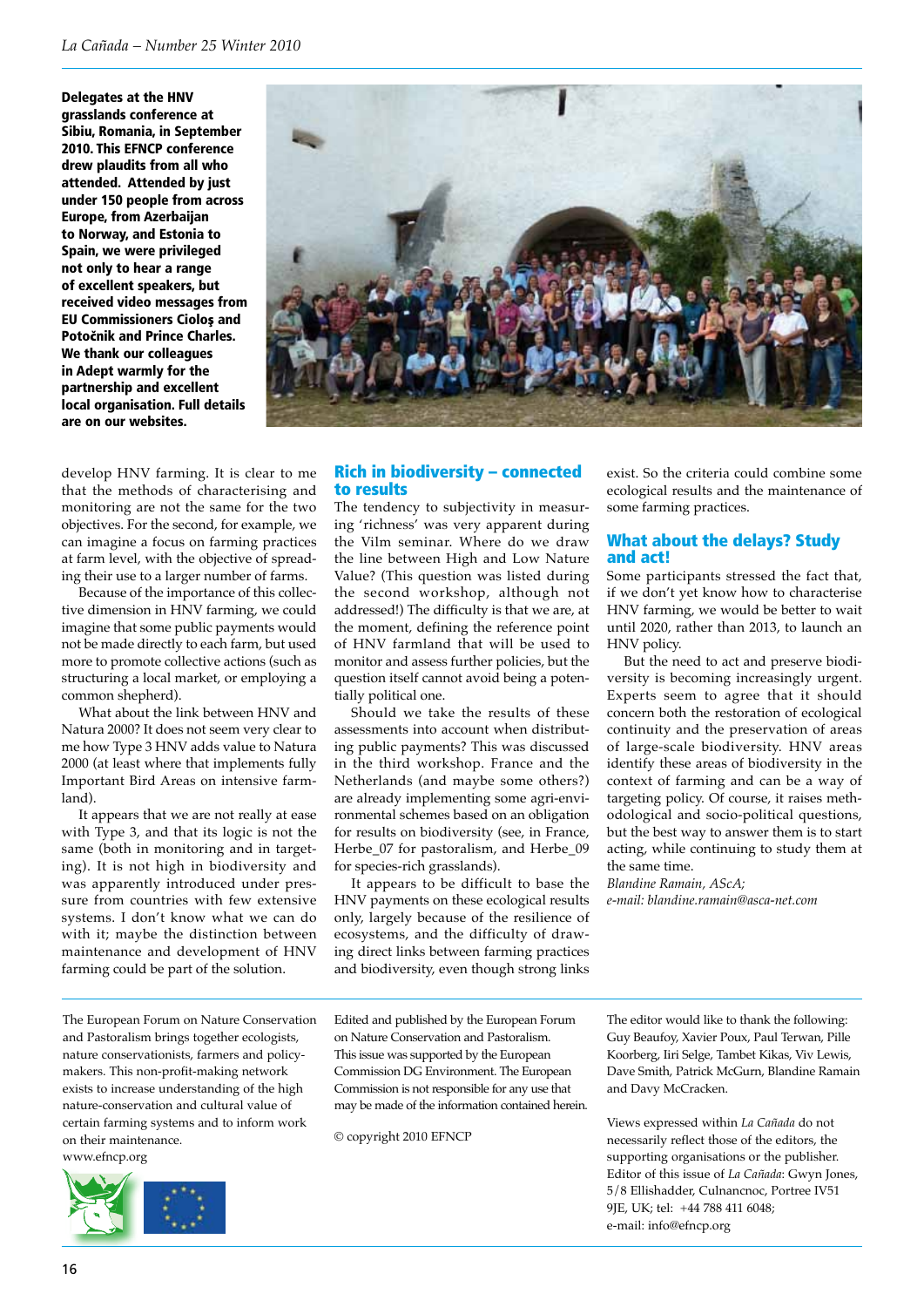**Delegates at the HNV grasslands conference at Sibiu, Romania, in September 2010. This EFNCP conference drew plaudits from all who attended. Attended by just under 150 people from across Europe, from Azerbaijan to Norway, and Estonia to Spain, we were privileged not only to hear a range of excellent speakers, but received video messages from EU Commissioners Cioloş and Potočnik and Prince Charles. We thank our colleagues in Adept warmly for the partnership and excellent local organisation. Full details are on our websites.**

develop HNV farming. It is clear to me that the methods of characterising and monitoring are not the same for the two objectives. For the second, for example, we can imagine a focus on farming practices at farm level, with the objective of spreading their use to a larger number of farms.

Because of the importance of this collective dimension in HNV farming, we could imagine that some public payments would not be made directly to each farm, but used more to promote collective actions (such as structuring a local market, or employing a common shepherd).

What about the link between HNV and Natura 2000? It does not seem very clear to me how Type 3 HNV adds value to Natura 2000 (at least where that implements fully Important Bird Areas on intensive farmland).

It appears that we are not really at ease with Type 3, and that its logic is not the same (both in monitoring and in targeting). It is not high in biodiversity and was apparently introduced under pressure from countries with few extensive systems. I don't know what we can do with it; maybe the distinction between maintenance and development of HNV farming could be part of the solution.

## Rich in biodiversity – connected to results

The tendency to subjectivity in measuring 'richness' was very apparent during the Vilm seminar. Where do we draw the line between High and Low Nature Value? (This question was listed during the second workshop, although not addressed!) The difficulty is that we are, at the moment, defining the reference point of HNV farmland that will be used to monitor and assess further policies, but the question itself cannot avoid being a potentially political one.

Should we take the results of these assessments into account when distributing public payments? This was discussed in the third workshop. France and the Netherlands (and maybe some others?) are already implementing some agri-environmental schemes based on an obligation for results on biodiversity (see, in France, Herbe_07 for pastoralism, and Herbe_09 for species-rich grasslands).

It appears to be difficult to base the HNV payments on these ecological results only, largely because of the resilience of ecosystems, and the difficulty of drawing direct links between farming practices and biodiversity, even though strong links exist. So the criteria could combine some ecological results and the maintenance of some farming practices.

## What about the delays? Study and act!

Some participants stressed the fact that, if we don't yet know how to characterise HNV farming, we would be better to wait until 2020, rather than 2013, to launch an HNV policy.

But the need to act and preserve biodiversity is becoming increasingly urgent. Experts seem to agree that it should concern both the restoration of ecological continuity and the preservation of areas of large-scale biodiversity. HNV areas identify these areas of biodiversity in the context of farming and can be a way of targeting policy. Of course, it raises methodological and socio-political questions, but the best way to answer them is to start acting, while continuing to study them at the same time.

*Blandine Ramain, AScA;*
*e-mail: blandine.ramain@asca-net.com*

---

The European Forum on Nature Conservation and Pastoralism brings together ecologists, nature conservationists, farmers and policy-makers. This non-profit-making network exists to increase understanding of the high nature-conservation and cultural value of certain farming systems and to inform work on their maintenance.
www.efncp.org

Edited and published by the European Forum on Nature Conservation and Pastoralism. This issue was supported by the European Commission DG Environment. The European Commission is not responsible for any use that may be made of the information contained herein.

© copyright 2010 EFNCP

The editor would like to thank the following: Guy Beaufoy, Xavier Poux, Paul Terwan, Pille Koorberg, Iiri Selge, Tambet Kikas, Viv Lewis, Dave Smith, Patrick McGurn, Blandine Ramain and Davy McCracken.

Views expressed within *La Cañada* do not necessarily reflect those of the editors, the supporting organisations or the publisher. Editor of this issue of *La Cañada*: Gwyn Jones, 5/8 Ellishadder, Culnancnoc, Portree IV51 9JE, UK; tel: +44 788 411 6048; e-mail: info@efncp.org